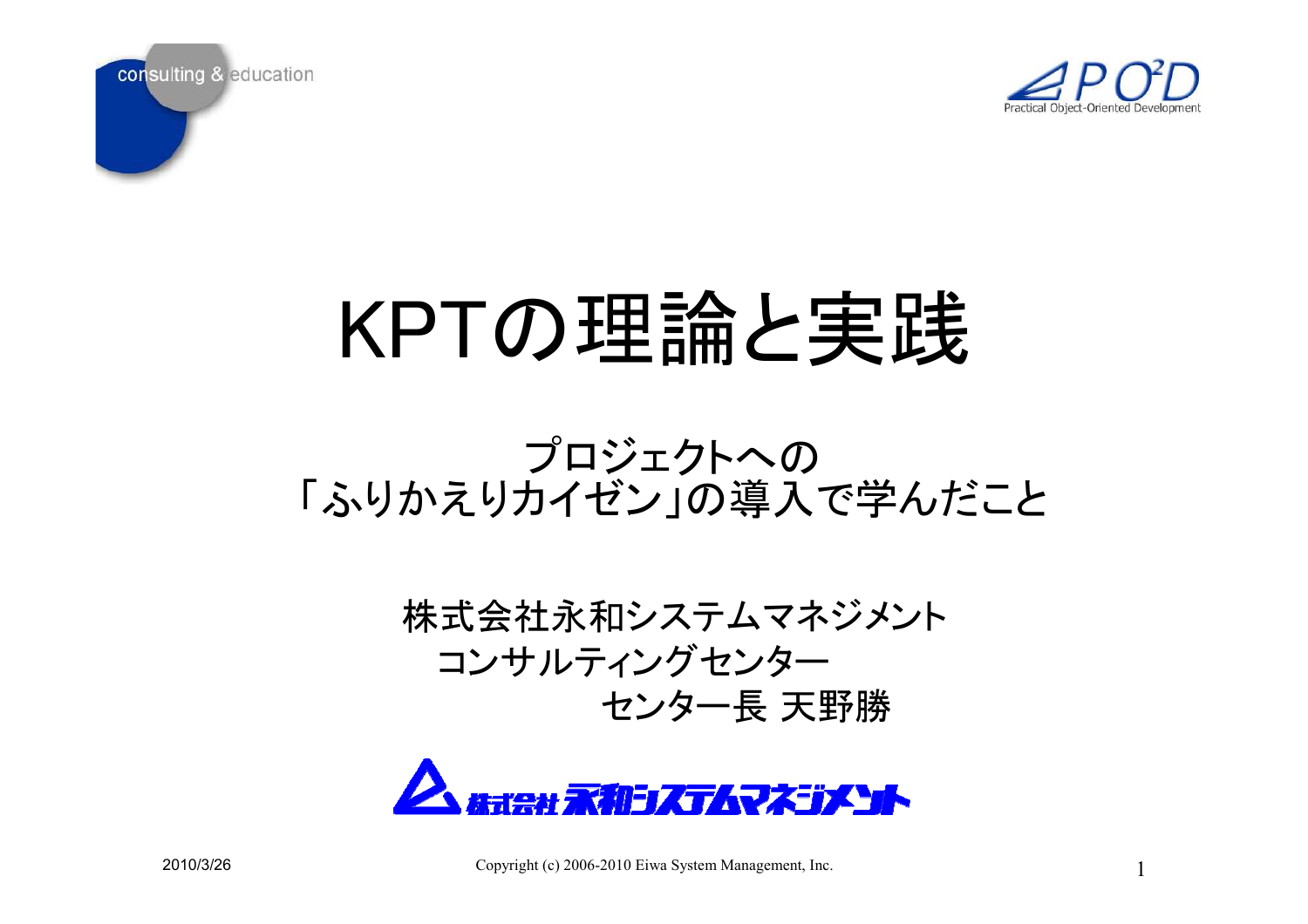# KPTの理論と実践

## プロジェクトへの「ふりかえりカイゼン」の導入で学んだこと

株式会社永和システムマネジメント
コンサルティングセンター
センター長 天野勝

2010/3/26

Copyright (c) 2006-2010 Eiwa System Management, Inc.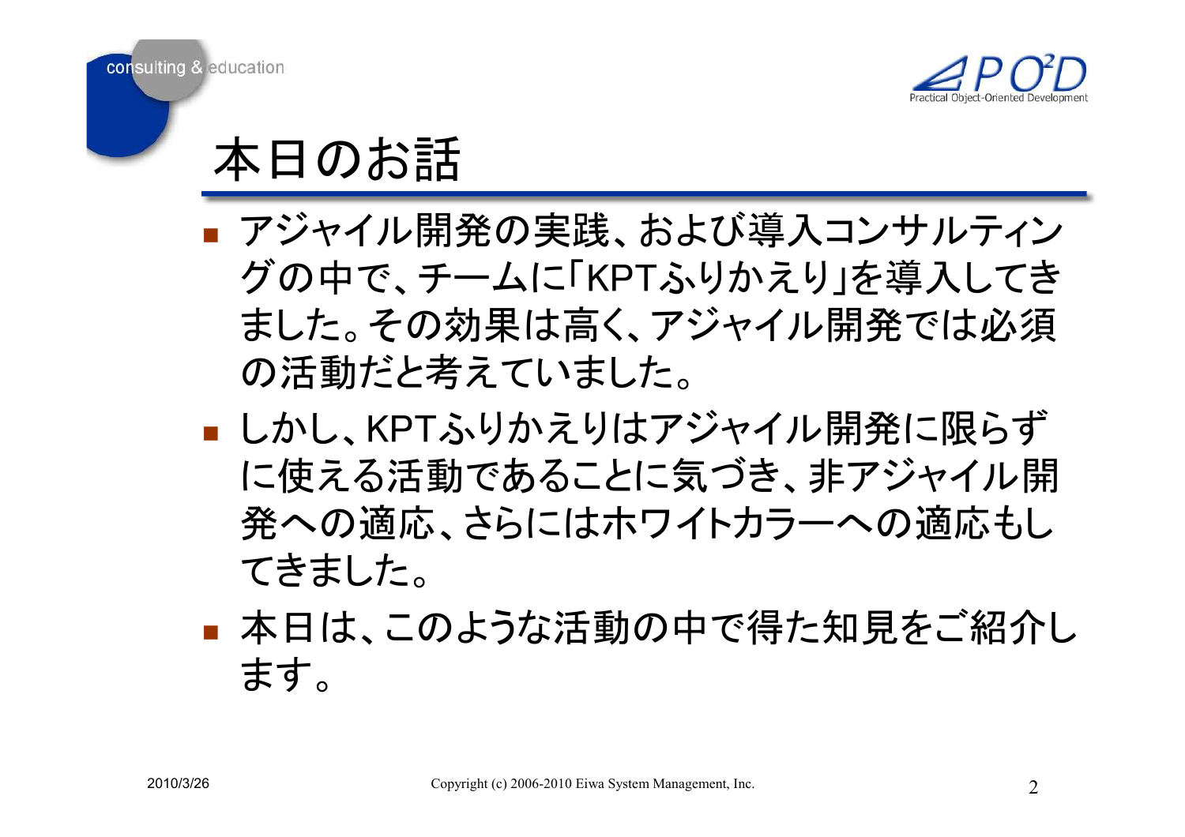# 本日のお話

- アジャイル開発の実践、および導入コンサルティングの中で、チームに「KPTふりかえり」を導入してきました。その効果は高く、アジャイル開発では必須の活動だと考えていました。
- しかし、KPTふりかえりはアジャイル開発に限らずに使える活動であることに気づき、非アジャイル開発への適応、さらにはホワイトカラーへの適応もしてきました。
- 本日は、このような活動の中で得た知見をご紹介します。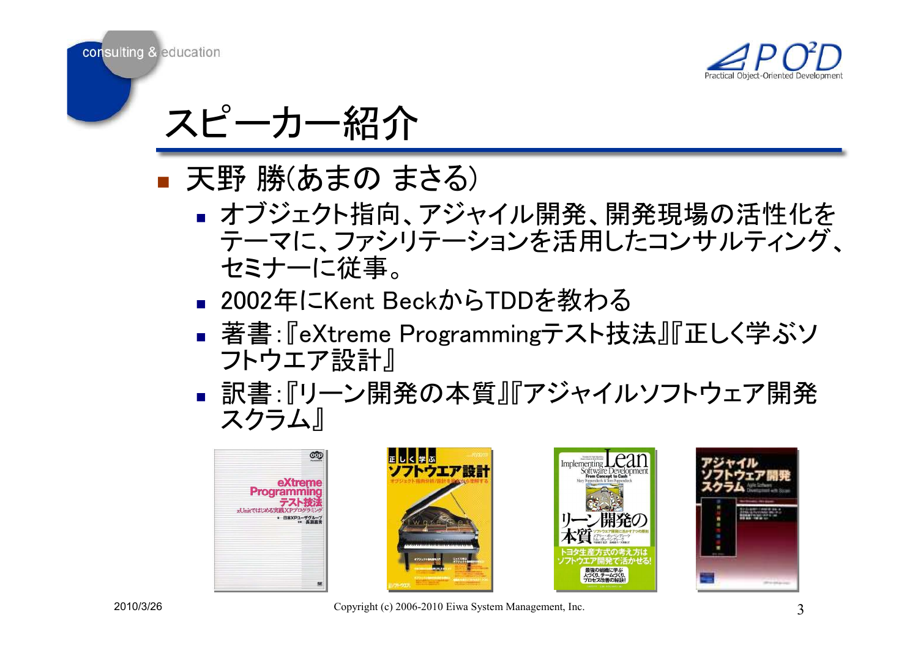# スピーカー紹介

- 天野 勝(あまの まさる)
  - オブジェクト指向、アジャイル開発、開発現場の活性化をテーマに、ファシリテーションを活用したコンサルティング、セミナーに従事。
  - 2002年にKent BeckからTDDを教わる
  - 著書:『eXtreme Programmingテスト技法』『正しく学ぶソフトウエア設計』
  - 訳書:『リーン開発の本質』『アジャイルソフトウェア開発スクラム』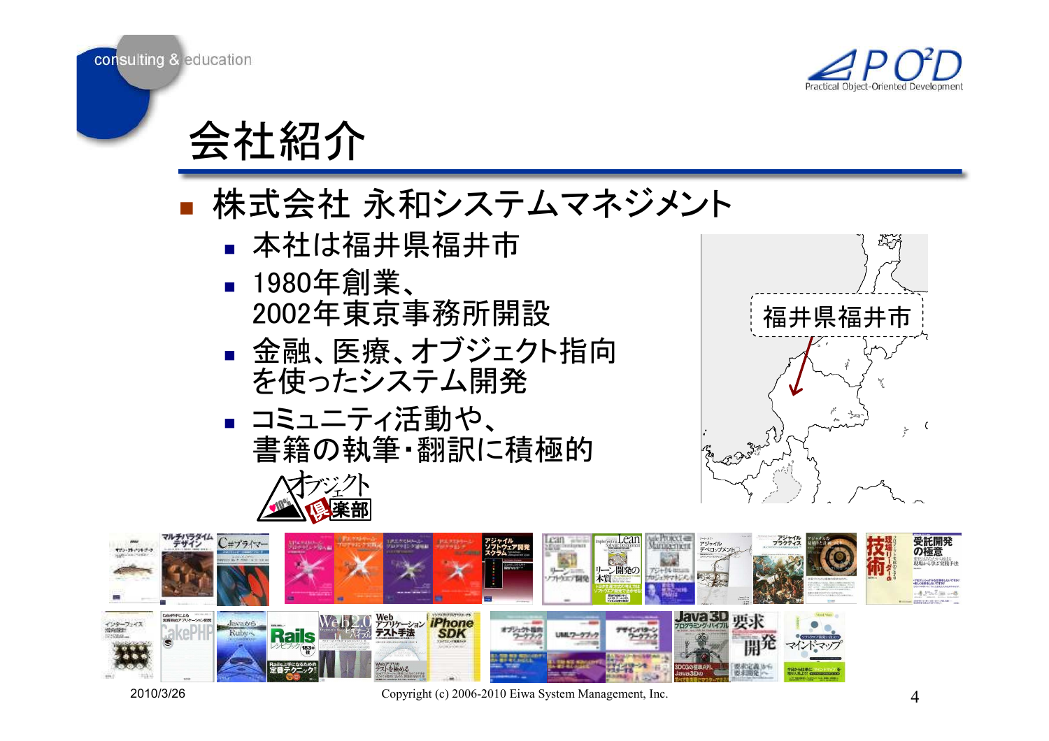# 会社紹介

- 株式会社 永和システムマネジメント
  - 本社は福井県福井市
  - 1980年創業、
    2002年東京事務所開設
  - 金融、医療、オブジェクト指向
    を使ったシステム開発
  - コミュニティ活動や、
    書籍の執筆・翻訳に積極的

福井県福井市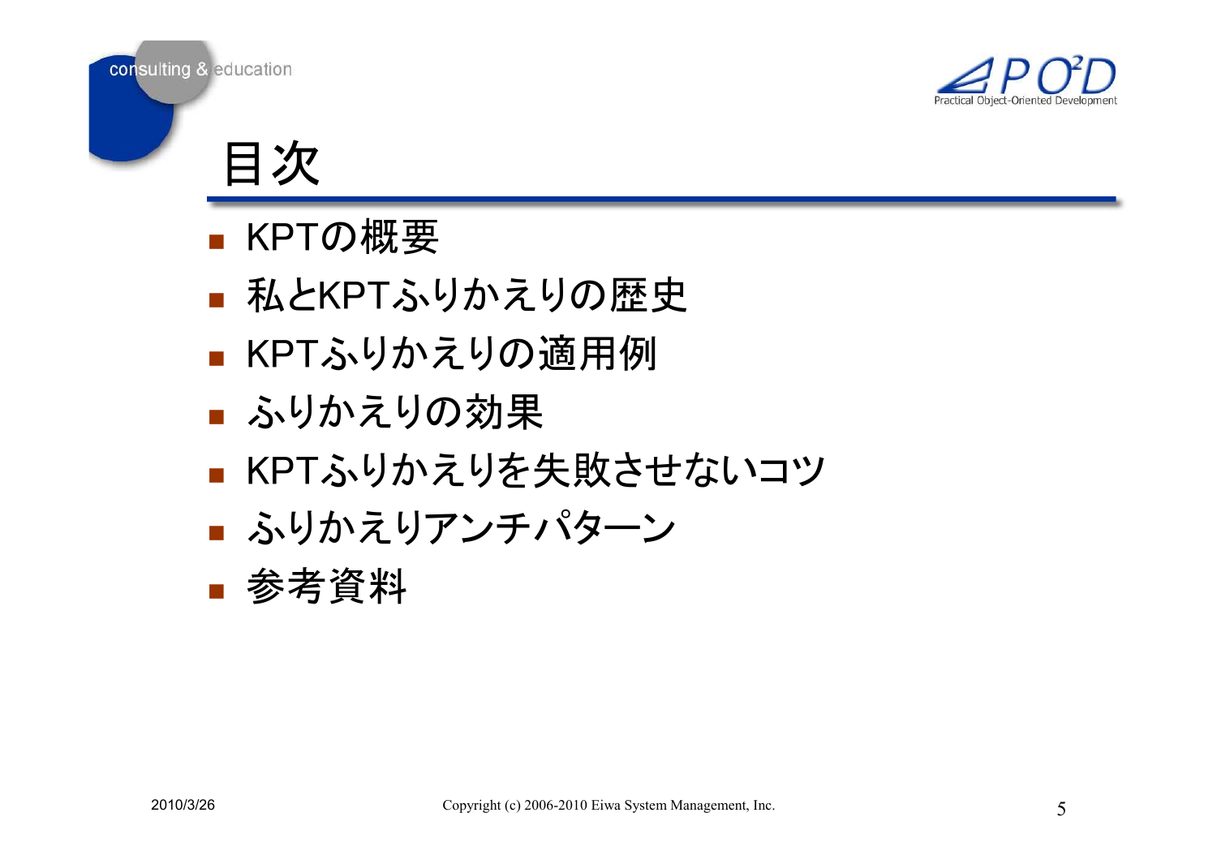# 目次

- KPTの概要
- 私とKPTふりかえりの歴史
- KPTふりかえりの適用例
- ふりかえりの効果
- KPTふりかえりを失敗させないコツ
- ふりかえりアンチパターン
- 参考資料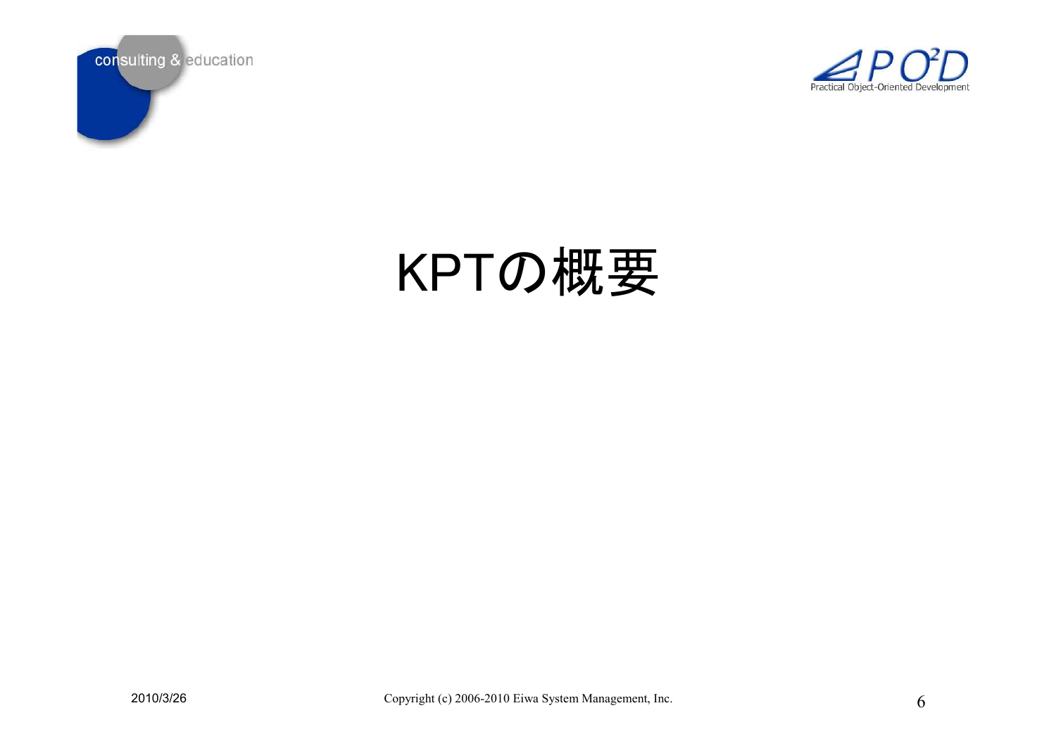# KPTの概要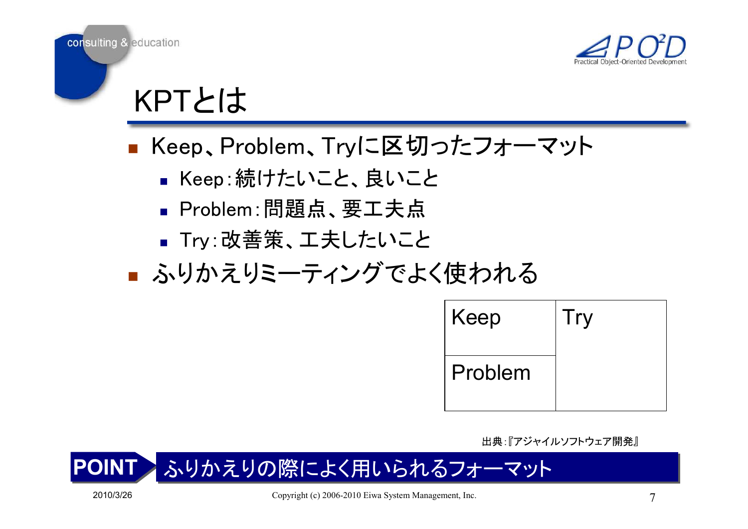# KPTとは

- Keep、Problem、Tryに区切ったフォーマット
  - Keep：続けたいこと、良いこと
  - Problem：問題点、要工夫点
  - Try：改善策、工夫したいこと
- ふりかえりミーティングでよく使われる

| Keep | Try |
| --- | --- |
| Problem | |

出典：『アジャイルソフトウェア開発』

**POINT** ふりかえりの際によく用いられるフォーマット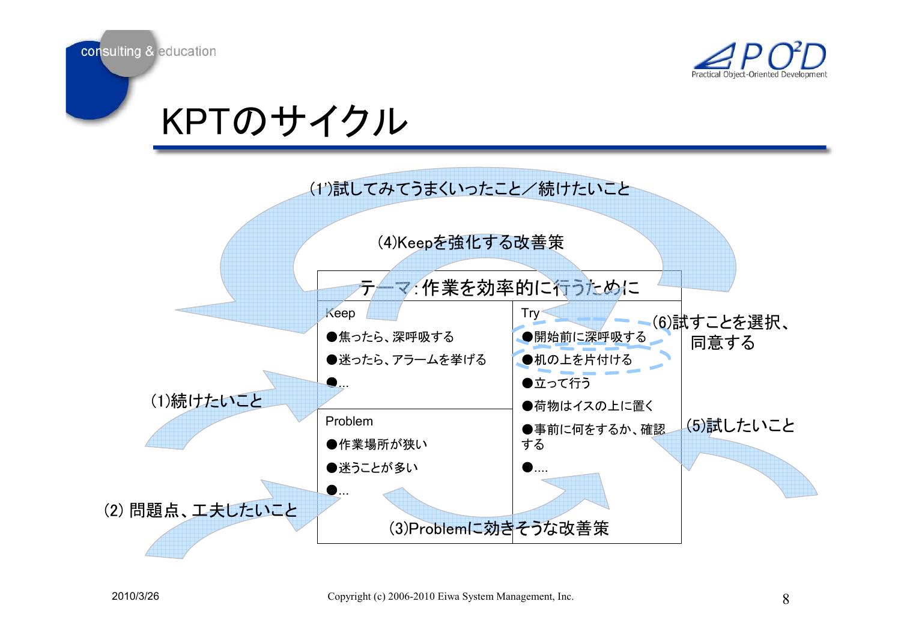# KPTのサイクル

(1')試してみてうまくいったこと／続けたいこと

(4)Keepを強化する改善策

| テーマ：作業を効率的に行うために | |
|---|---|
| Keep<br>●焦ったら、深呼吸する<br>●迷ったら、アラームを挙げる<br>●... | Try<br>●開始前に深呼吸する<br>●机の上を片付ける<br>●立って行う<br>●荷物はイスの上に置く<br>●事前に何をするか、確認する<br>●.... |
| Problem<br>●作業場所が狭い<br>●迷うことが多い<br>●... | |

(6)試すことを選択、同意する

(1)続けたいこと

(5)試したいこと

(2) 問題点、工夫したいこと

(3)Problemに効きそうな改善策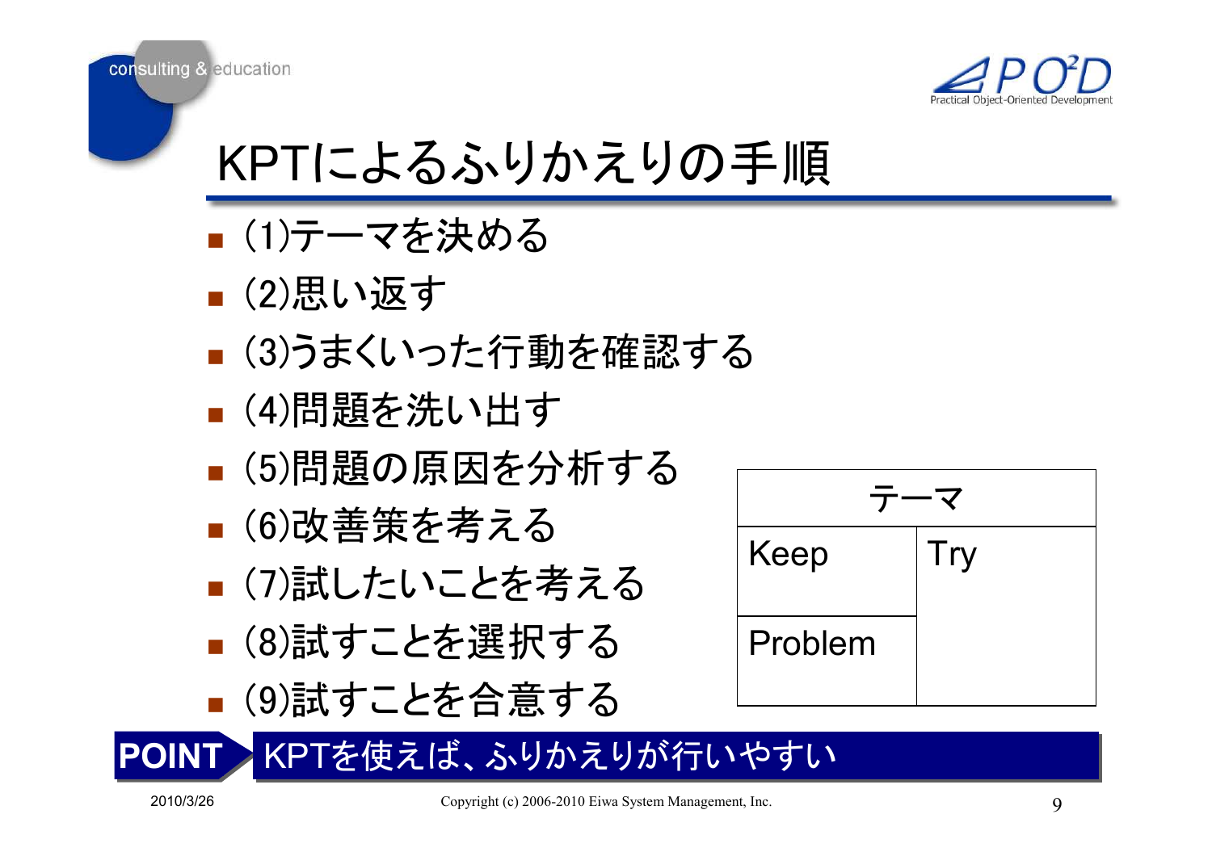# KPTによるふりかえりの手順

- (1)テーマを決める
- (2)思い返す
- (3)うまくいった行動を確認する
- (4)問題を洗い出す
- (5)問題の原因を分析する
- (6)改善策を考える
- (7)試したいことを考える
- (8)試すことを選択する
- (9)試すことを合意する

| テーマ | |
|---|---|
| Keep | Try |
| Problem | |

**POINT** KPTを使えば、ふりかえりが行いやすい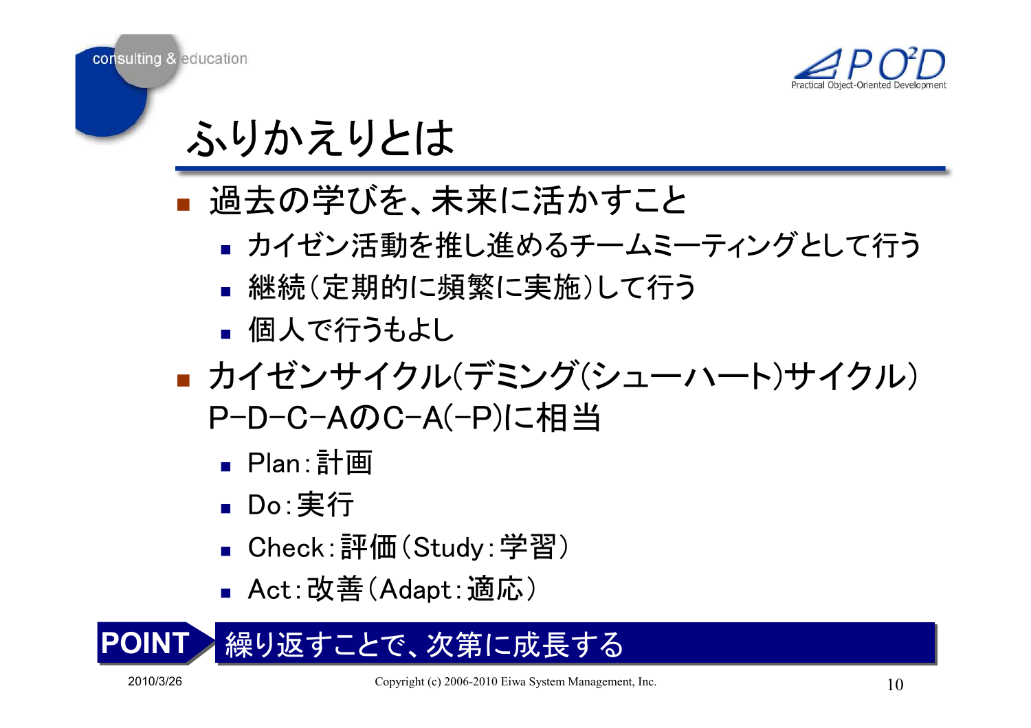# ふりかえりとは

- 過去の学びを、未来に活かすこと
  - カイゼン活動を推し進めるチームミーティングとして行う
  - 継続（定期的に頻繁に実施）して行う
  - 個人で行うもよし
- カイゼンサイクル(デミング(シューハート)サイクル) P-D-C-AのC-A(-P)に相当
  - Plan：計画
  - Do：実行
  - Check：評価（Study：学習）
  - Act：改善（Adapt：適応）

**POINT** 繰り返すことで、次第に成長する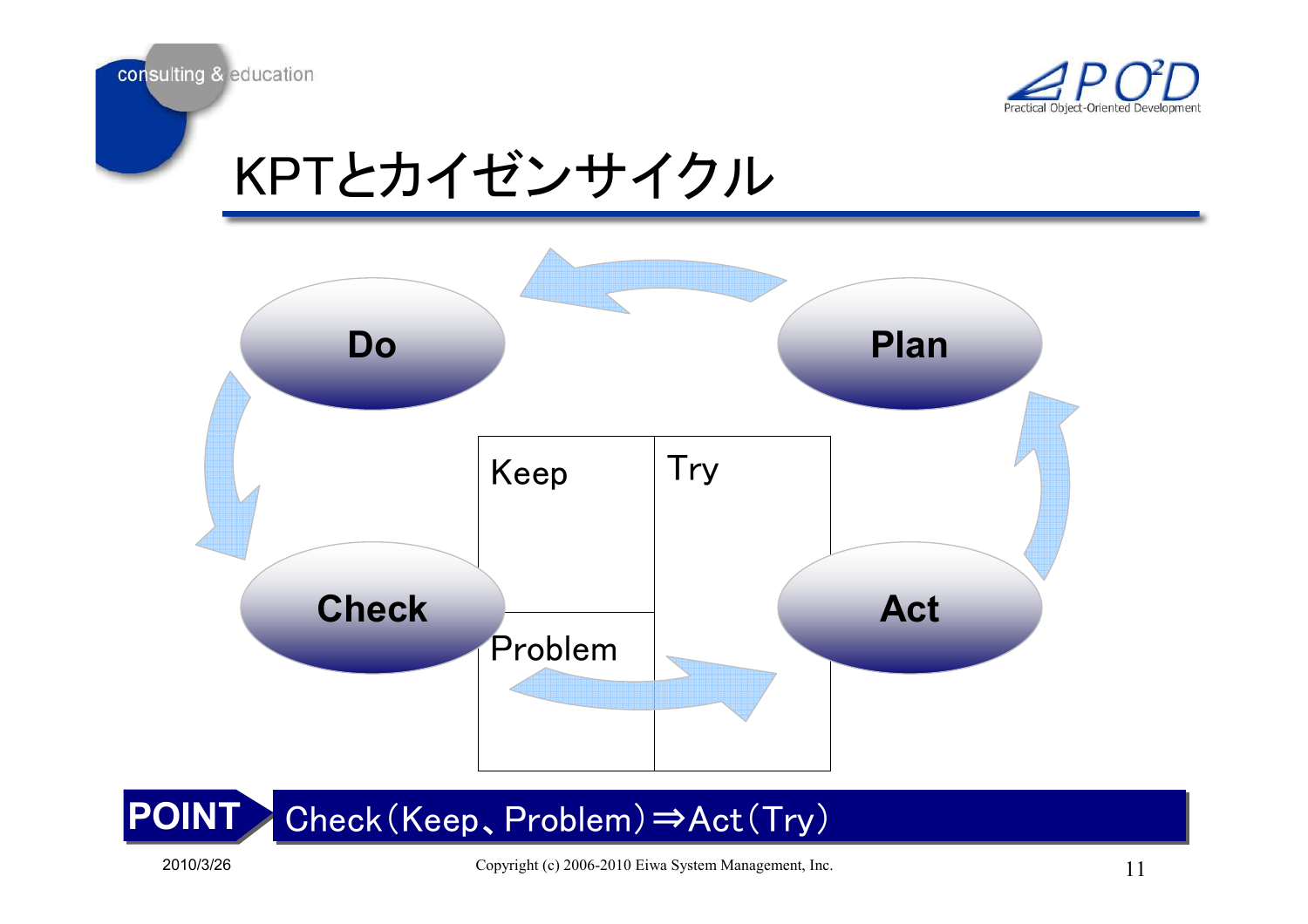# KPTとカイゼンサイクル

Do

Plan

Check

Act

| Keep | Try |
| --- | --- |
| Problem | |

**POINT** Check(Keep、Problem)⇒Act(Try)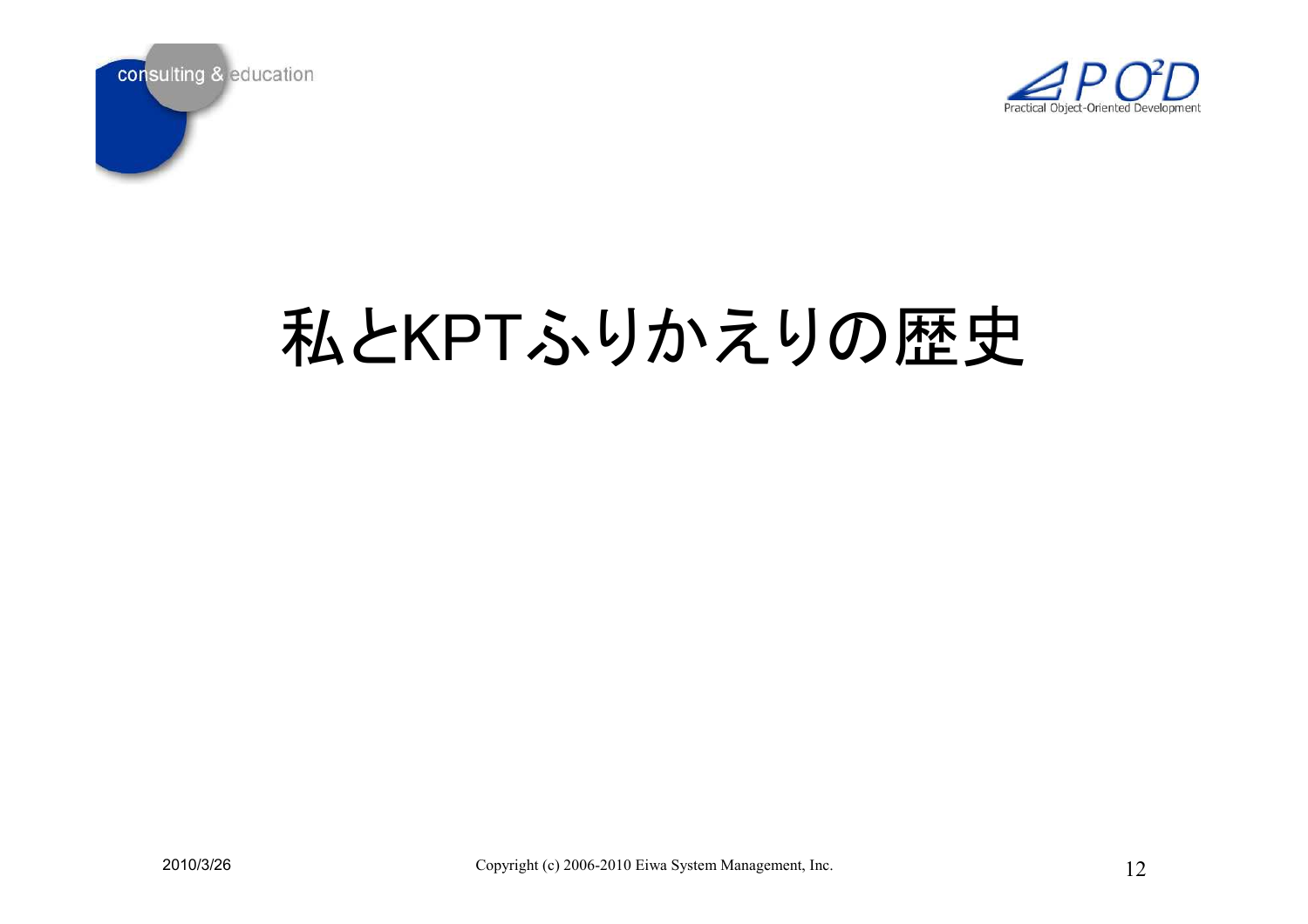# 私とKPTふりかえりの歴史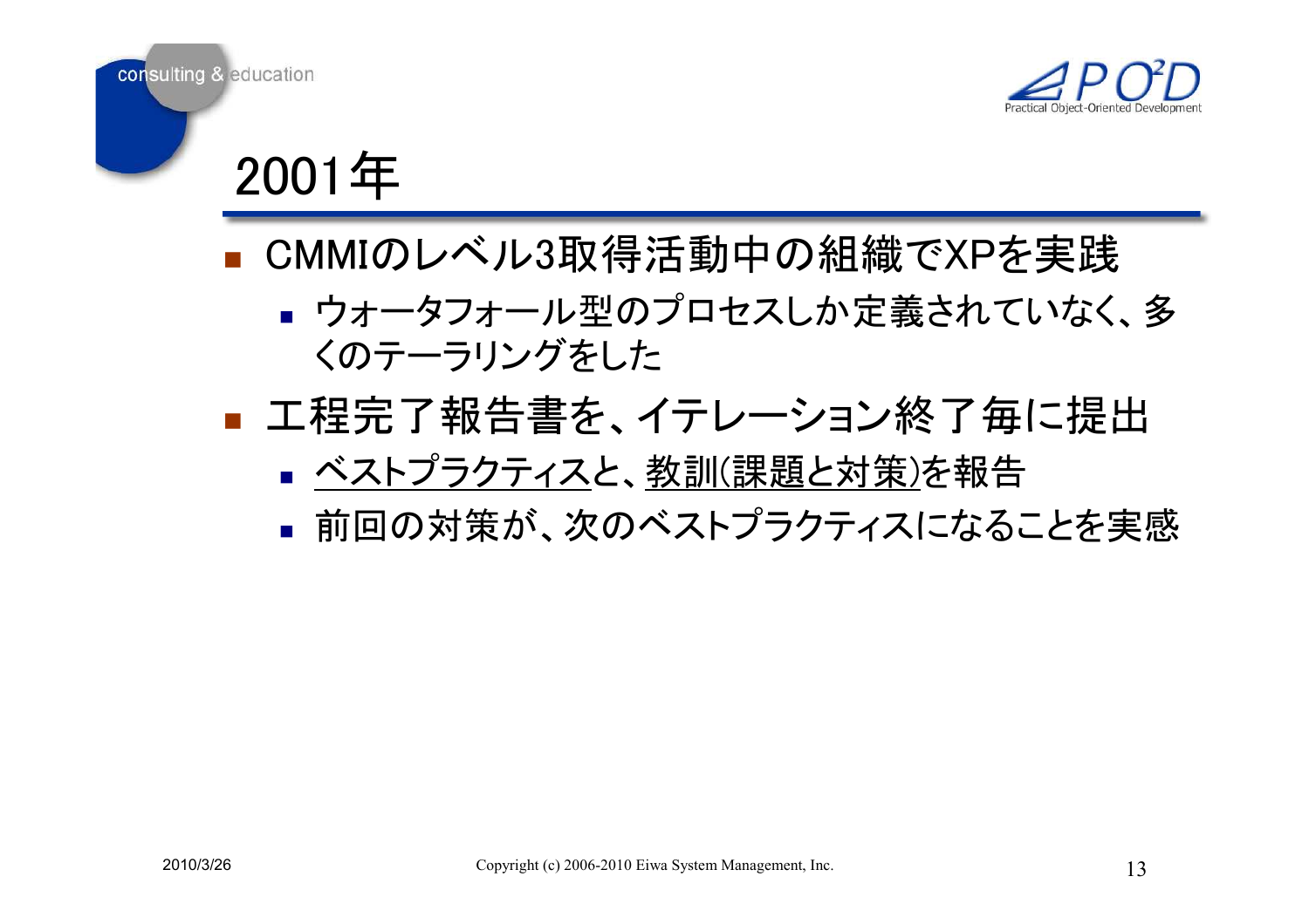# 2001年

- CMMIのレベル3取得活動中の組織でXPを実践
  - ウォータフォール型のプロセスしか定義されていなく、多くのテーラリングをした
- 工程完了報告書を、イテレーション終了毎に提出
  - ベストプラクティスと、教訓(課題と対策)を報告
  - 前回の対策が、次のベストプラクティスになることを実感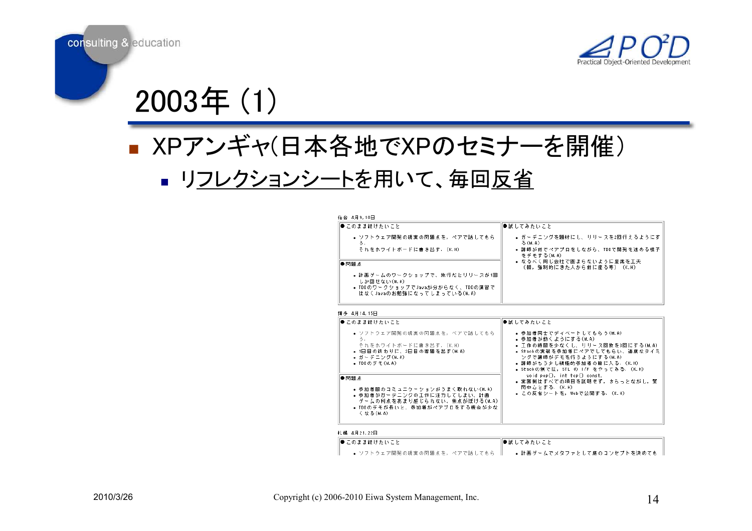# 2003年 (1)

- XPアンギャ(日本各地でXPのセミナーを開催)
  - リフレクションシートを用いて、毎回反省

仙台 4月9,10日

| ●このまま続けたいこと | ●試してみたいこと |
|---|---|
| • ソフトウェア開発の現実の問題点を，ペアで話してもらう．それをホワイトボードに書き出す．(K.H) | • ガーデニングを題材にし，リリースを2回行えるようにする(M.A)<br>• 講師が前でペアプロをしながら，TDDで開発を進める様子をデモする(M.A)<br>• なるべく同じ会社で固まらないように座席を工夫（朝，強制的にきた人から前に座る等） (K.H) |
| ●問題点 | |
| • 計画ゲームのワークショップで，旅行だとリリースが1回しか回せない(M.A)<br>• TDDのワークショップでJavaが分からなく，TDDの演習ではなくJavaのお勉強になってしまっている(M.A) | |

博多 4月14,15日

| ●このまま続けたいこと | ●試してみたいこと |
|---|---|
| • ソフトウェア開発の現実の問題点を，ペアで話してもらう．それをホワイトボードに書き出す．(K.H)<br>• 1日目の終わりに，2日目の宿題を出す(M.A)<br>• ガーデニング(M.A)<br>• TDDのデモ(M.A) | • 参加者同士でディベートしてもらう(M.A)<br>• 参加者が動くようにする(M.A)<br>• 工作の時間を少なくし，リリース回数を3回にする(M.A)<br>• Stackの実装を参加者にペアでしてもらい，適度なタイミングで講師がデモを行うようにする(M.A)<br>• 講師がもう少し積極的参加者の輪に入る．(K.H)<br>• Stackの例では，STL の I/F をやってみる．(K.H) void pop(), int top() const.<br>• 実施例はすべての項目を説明せず，さらっとながし，質問中心とする．(K.H)<br>• この反省シートを，Webで公開する．(K.H) |
| ●問題点 | |
| • 参加者間のコミュニケーションがうまく取れない(M.A)<br>• 参加者がガーデニングの工作に注力してしまい，計画ゲームの利点をあまり感じられない．焦点がぼける(M.A)<br>• TDDのデモが長いと，参加者がペアプロをする機会が少なくなる(M.A) | |

札幌 4月21,22日

| ●このまま続けたいこと | ●試してみたいこと |
|---|---|
| • ソフトウェア開発の現実の問題点を，ペアで話してもら | • 計画ゲームでメタファとして庭のコンセプトを決めても |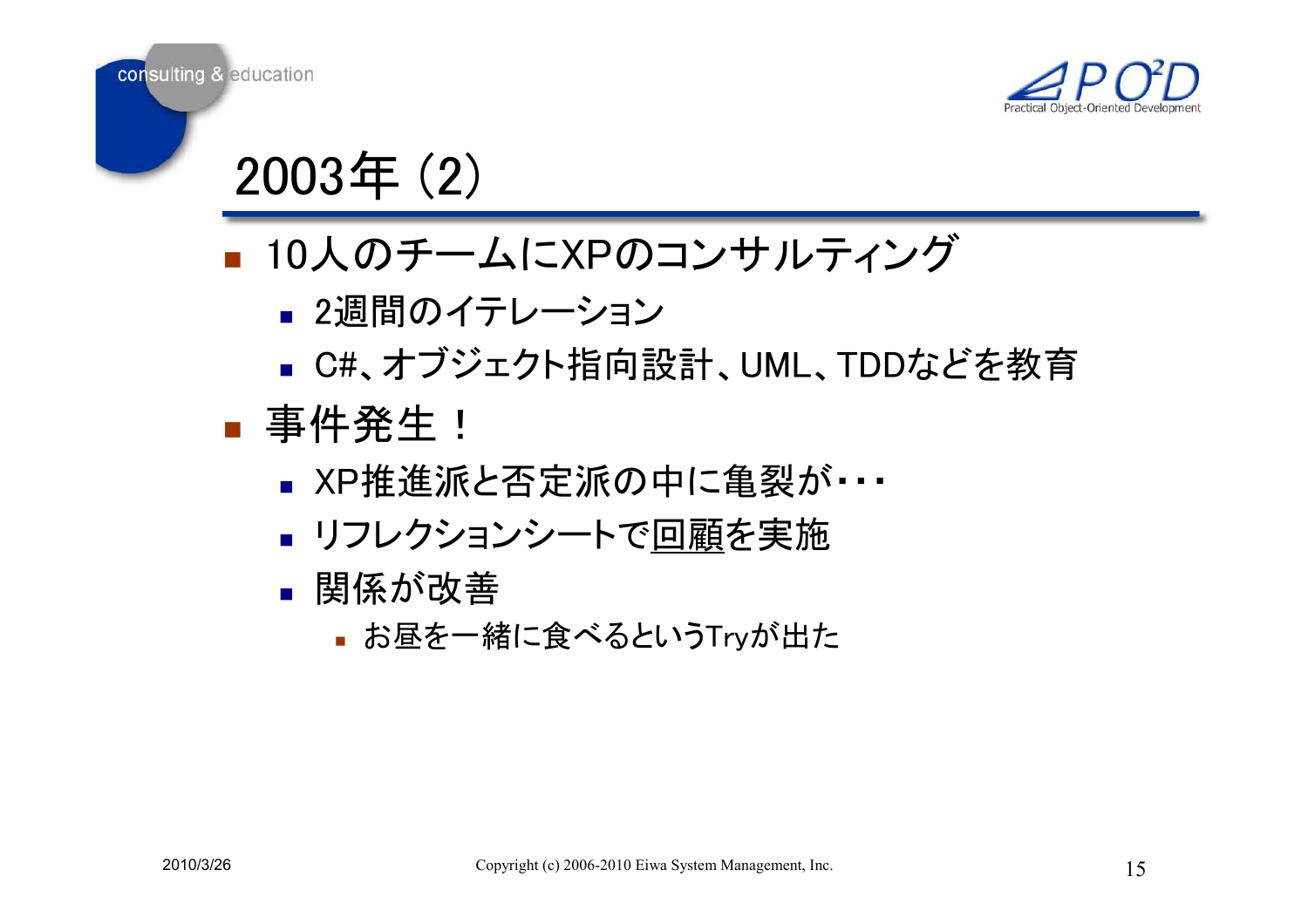# 2003年 (2)

- 10人のチームにXPのコンサルティング
  - 2週間のイテレーション
  - C#、オブジェクト指向設計、UML、TDDなどを教育
- 事件発生！
  - XP推進派と否定派の中に亀裂が・・・
  - リフレクションシートで<u>回顧</u>を実施
  - 関係が改善
    - お昼を一緒に食べるというTryが出た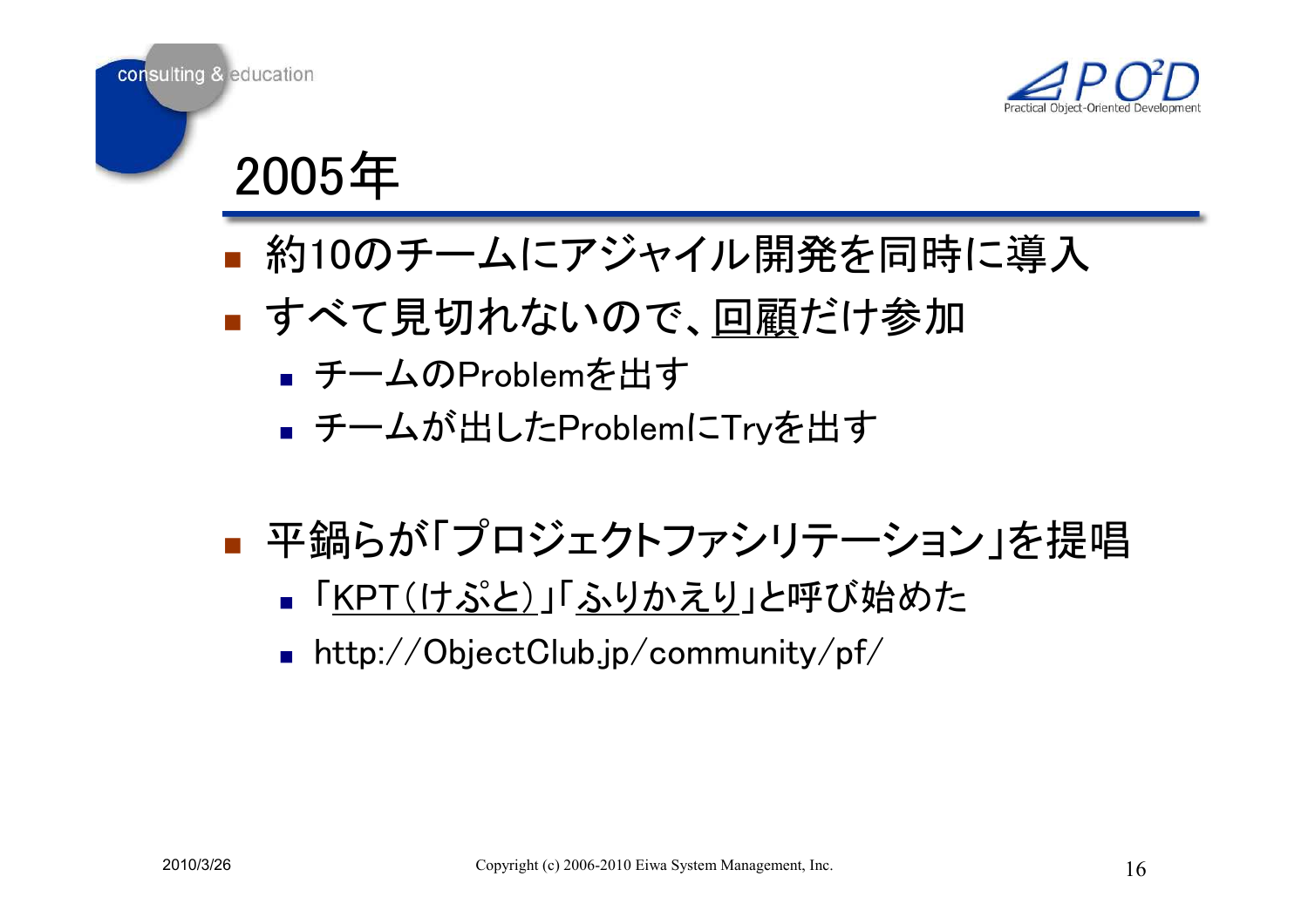# 2005年

- 約10のチームにアジャイル開発を同時に導入
- すべて見切れないので、回顧だけ参加
  - チームのProblemを出す
  - チームが出したProblemにTryを出す

- 平鍋らが「プロジェクトファシリテーション」を提唱
  - 「KPT（けぷと）」「ふりかえり」と呼び始めた
  - http://ObjectClub.jp/community/pf/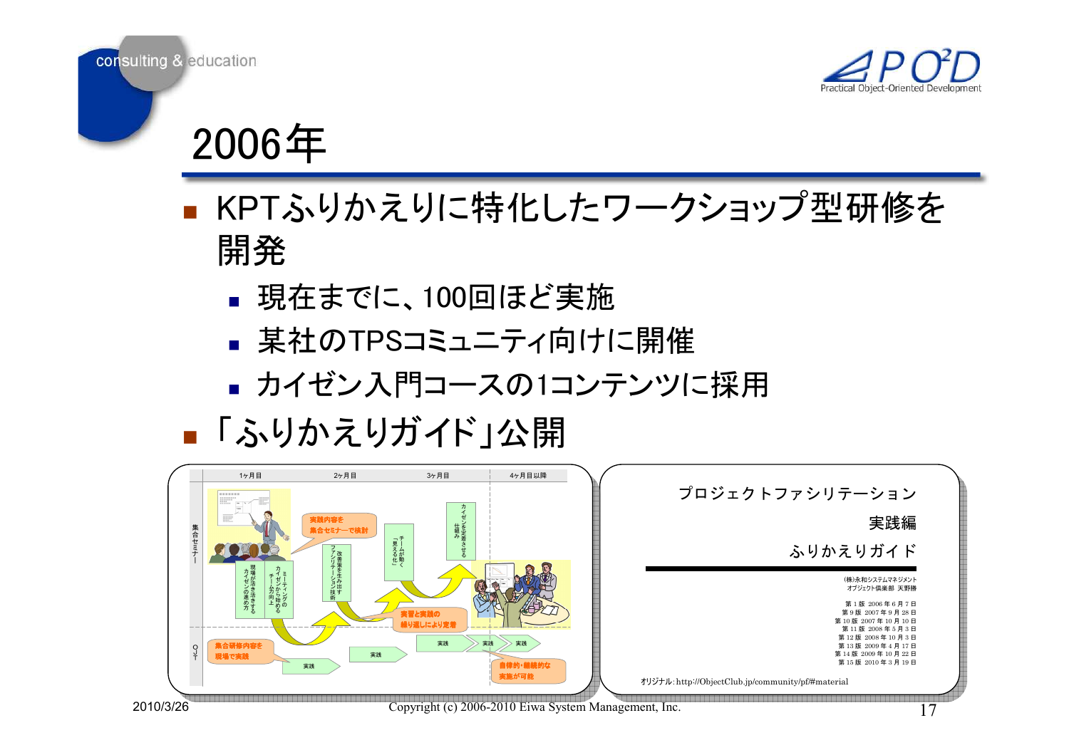# 2006年

- KPTふりかえりに特化したワークショップ型研修を開発
  - 現在までに、100回ほど実施
  - 某社のTPSコミュニティ向けに開催
  - カイゼン入門コースの1コンテンツに採用
- 「ふりかえりガイド」公開

|  | 1ヶ月目 | 2ヶ月目 | 3ヶ月目 | 4ヶ月目以降 |
|---|---|---|---|---|
| 集合セミナー | 現場が活き活きするカイゼンの進め方 / ミーティングのカイゼンから始めるチーム力向上 / 実践内容を集合セミナーで検討 | ファシリテーション技術改善策を生み出す | 「見える化」チームが動く / 実習と実践の繰り返しにより定着 | カイゼンを定着させる仕組み |
| OJT | 集合研修内容を現場で実践 / 実践 | 実践 | 実践 | 実践 / 実践 / 自律的・継続的な実施が可能 |

プロジェクトファシリテーション

実践編

ふりかえりガイド

(株)永和システムマネジメント
オブジェクト倶楽部 天野勝

第1版 2006年6月7日
第9版 2007年9月28日
第10版 2007年10月10日
第11版 2008年5月3日
第12版 2008年10月3日
第13版 2009年4月17日
第14版 2009年10月22日
第15版 2010年3月19日

オリジナル: http://ObjectClub.jp/community/pf/#material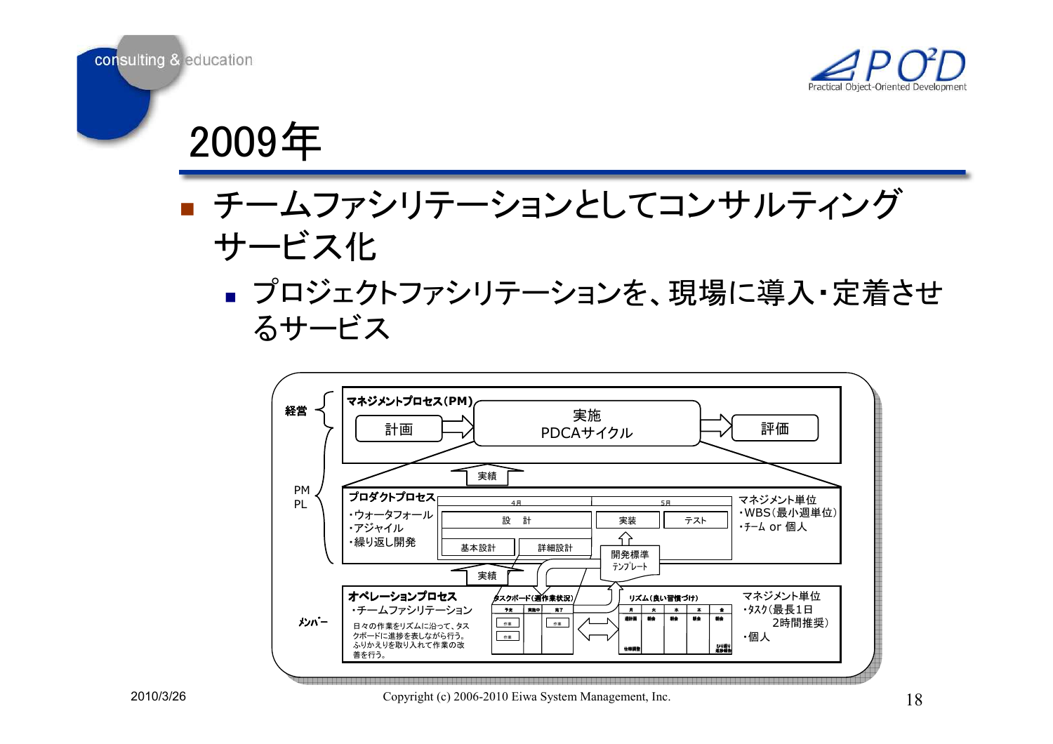# 2009年

- チームファシリテーションとしてコンサルティングサービス化
  - プロジェクトファシリテーションを、現場に導入・定着させるサービス

経営

マネジメントプロセス(PM)

計画 → 実施 PDCAサイクル → 評価

実績

PM
PL

プロダクトプロセス
・ウォータフォール
・アジャイル
・繰り返し開発

4月 5月
設計 実装 テスト
基本設計 詳細設計
開発標準 テンプレート

マネジメント単位
・WBS(最小週単位)
・チーム or 個人

実績

メンバー

オペレーションプロセス
・チームファシリテーション
日々の作業をリズムに沿って、タスクボードに進捗を表しながら行う。ふりかえりを取り入れて作業の改善を行う。

タスクボード(週作業状況)
リズム(良い習慣づけ)

マネジメント単位
・タスク(最長1日 2時間推奨)
・個人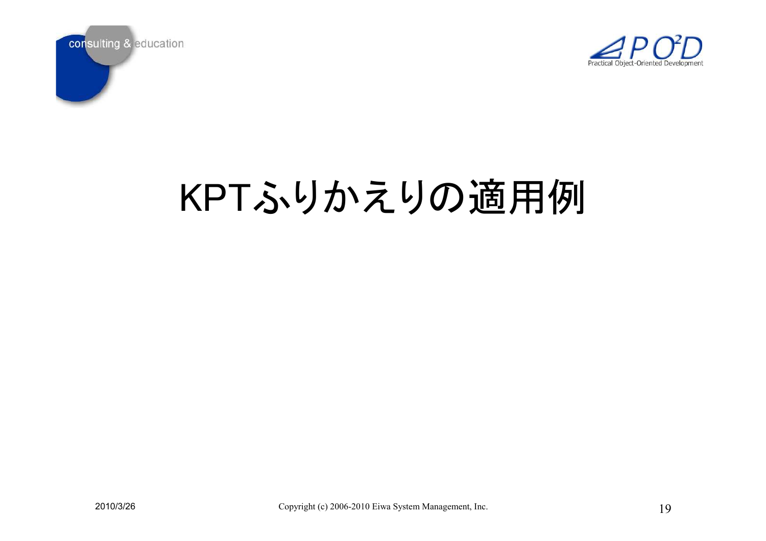# KPTふりかえりの適用例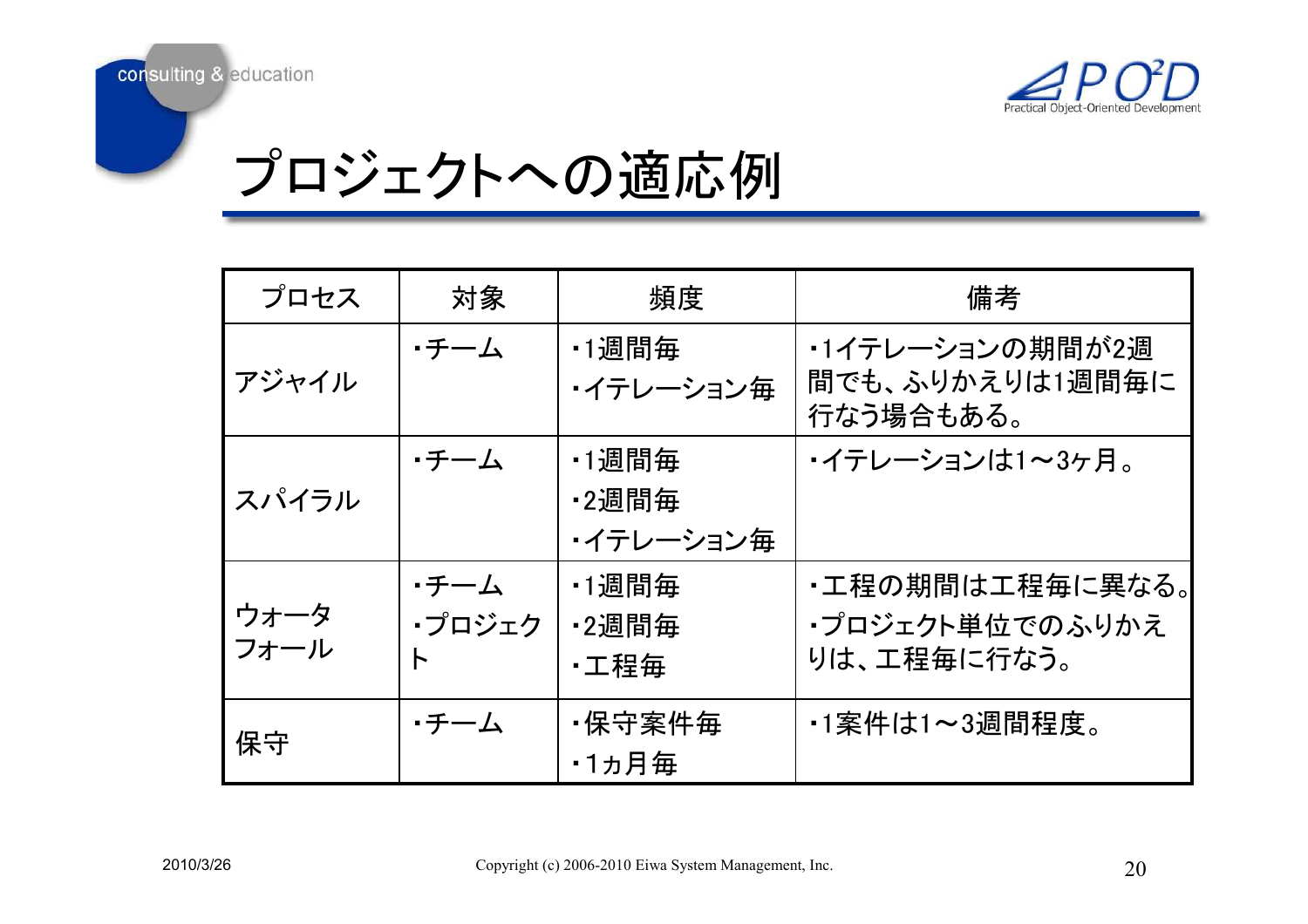# プロジェクトへの適応例

| プロセス | 対象 | 頻度 | 備考 |
|---|---|---|---|
| アジャイル | ・チーム | ・1週間毎<br>・イテレーション毎 | ・1イテレーションの期間が2週間でも、ふりかえりは1週間毎に行なう場合もある。 |
| スパイラル | ・チーム | ・1週間毎<br>・2週間毎<br>・イテレーション毎 | ・イテレーションは1～3ヶ月。 |
| ウォータフォール | ・チーム<br>・プロジェクト | ・1週間毎<br>・2週間毎<br>・工程毎 | ・工程の期間は工程毎に異なる。<br>・プロジェクト単位でのふりかえりは、工程毎に行なう。 |
| 保守 | ・チーム | ・保守案件毎<br>・1ヵ月毎 | ・1案件は1～3週間程度。 |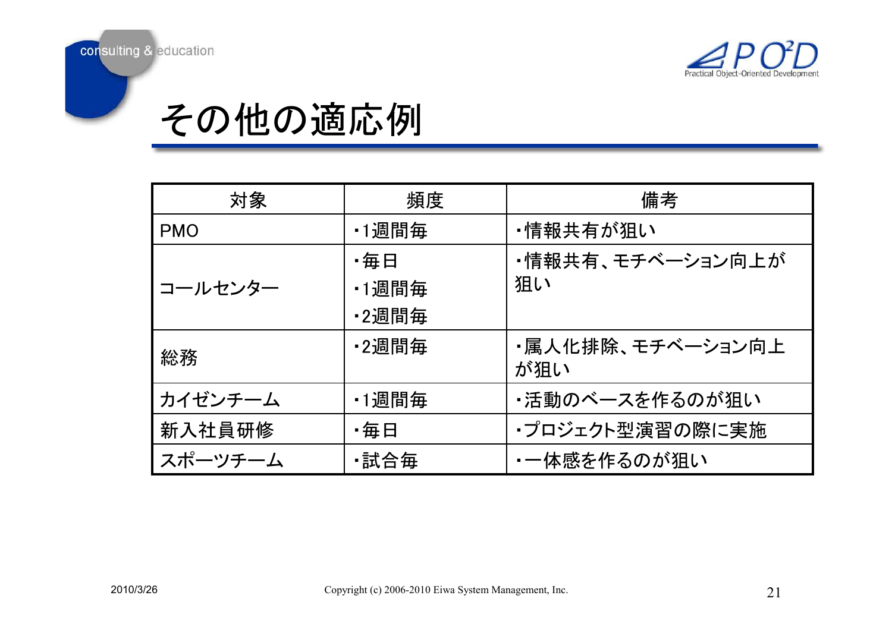# その他の適応例

| 対象 | 頻度 | 備考 |
|---|---|---|
| PMO | ・1週間毎 | ・情報共有が狙い |
| コールセンター | ・毎日<br>・1週間毎<br>・2週間毎 | ・情報共有、モチベーション向上が狙い |
| 総務 | ・2週間毎 | ・属人化排除、モチベーション向上が狙い |
| カイゼンチーム | ・1週間毎 | ・活動のベースを作るのが狙い |
| 新入社員研修 | ・毎日 | ・プロジェクト型演習の際に実施 |
| スポーツチーム | ・試合毎 | ・一体感を作るのが狙い |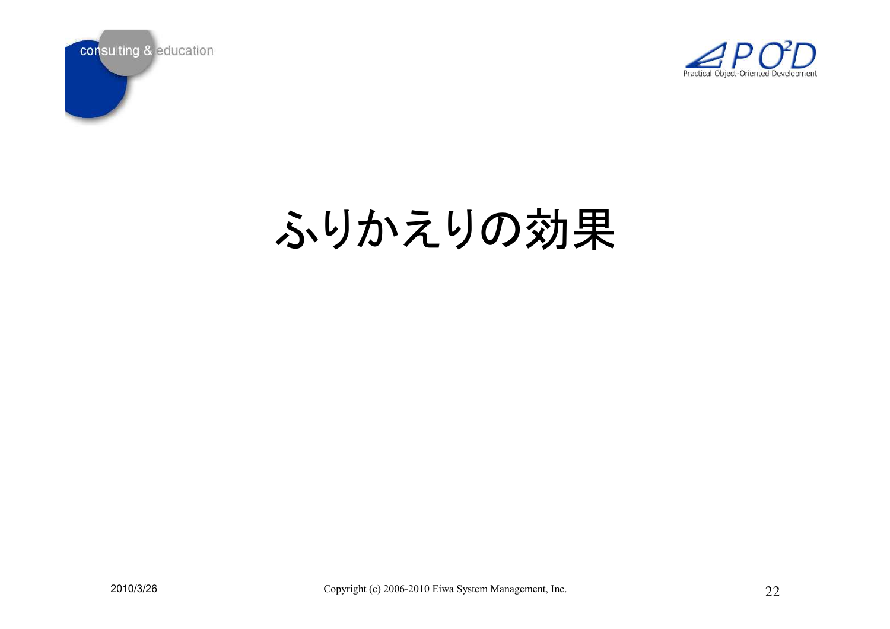# ふりかえりの効果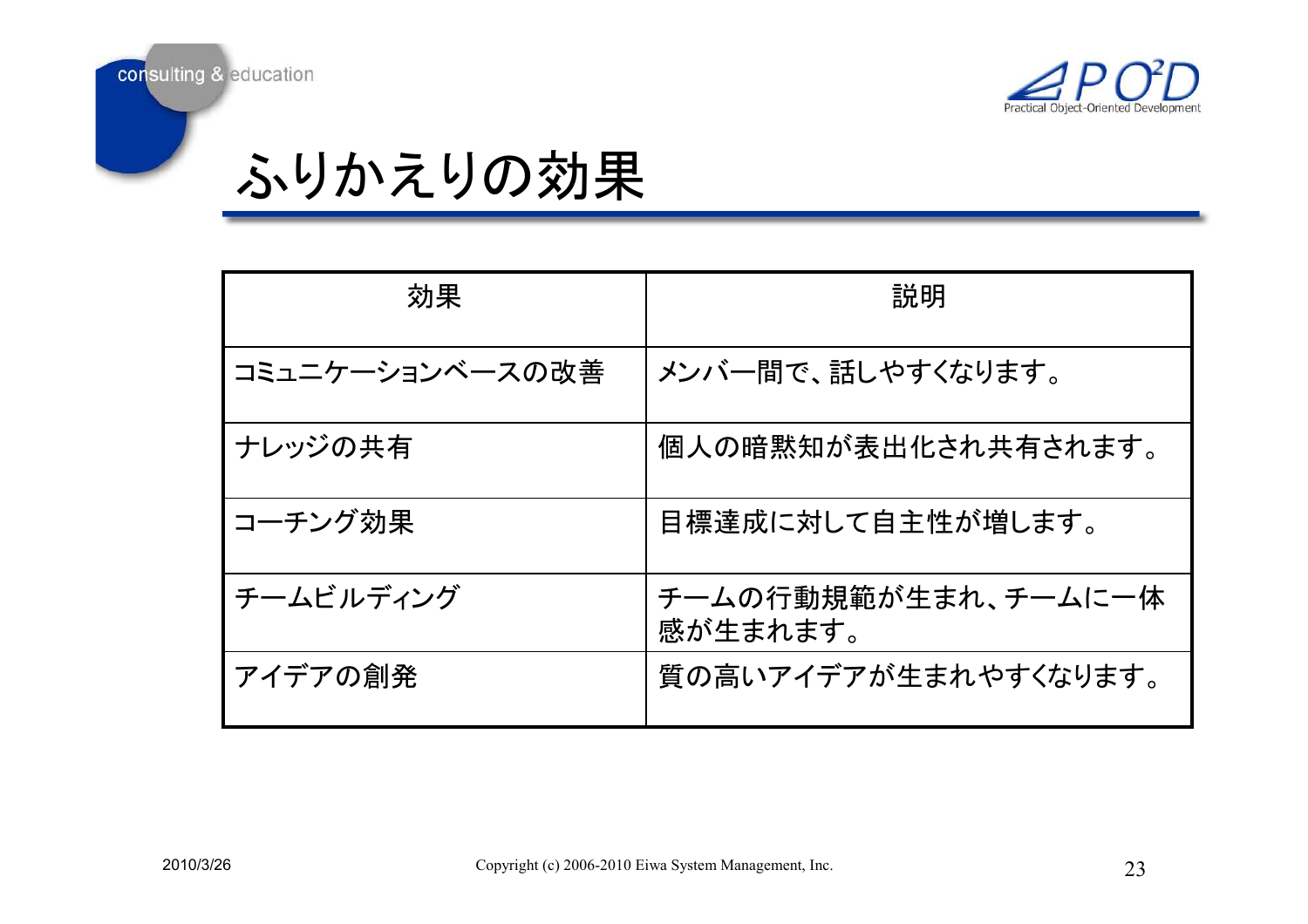# ふりかえりの効果

| 効果 | 説明 |
|---|---|
| コミュニケーションベースの改善 | メンバー間で、話しやすくなります。 |
| ナレッジの共有 | 個人の暗黙知が表出化され共有されます。 |
| コーチング効果 | 目標達成に対して自主性が増します。 |
| チームビルディング | チームの行動規範が生まれ、チームに一体感が生まれます。 |
| アイデアの創発 | 質の高いアイデアが生まれやすくなります。 |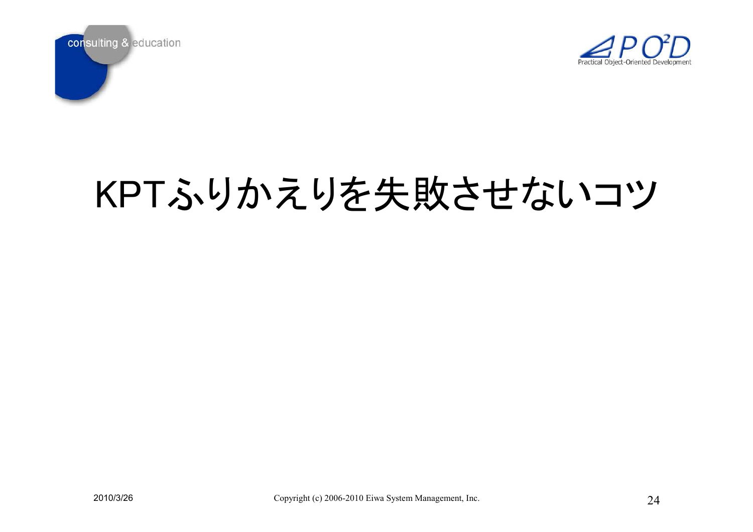# KPTふりかえりを失敗させないコツ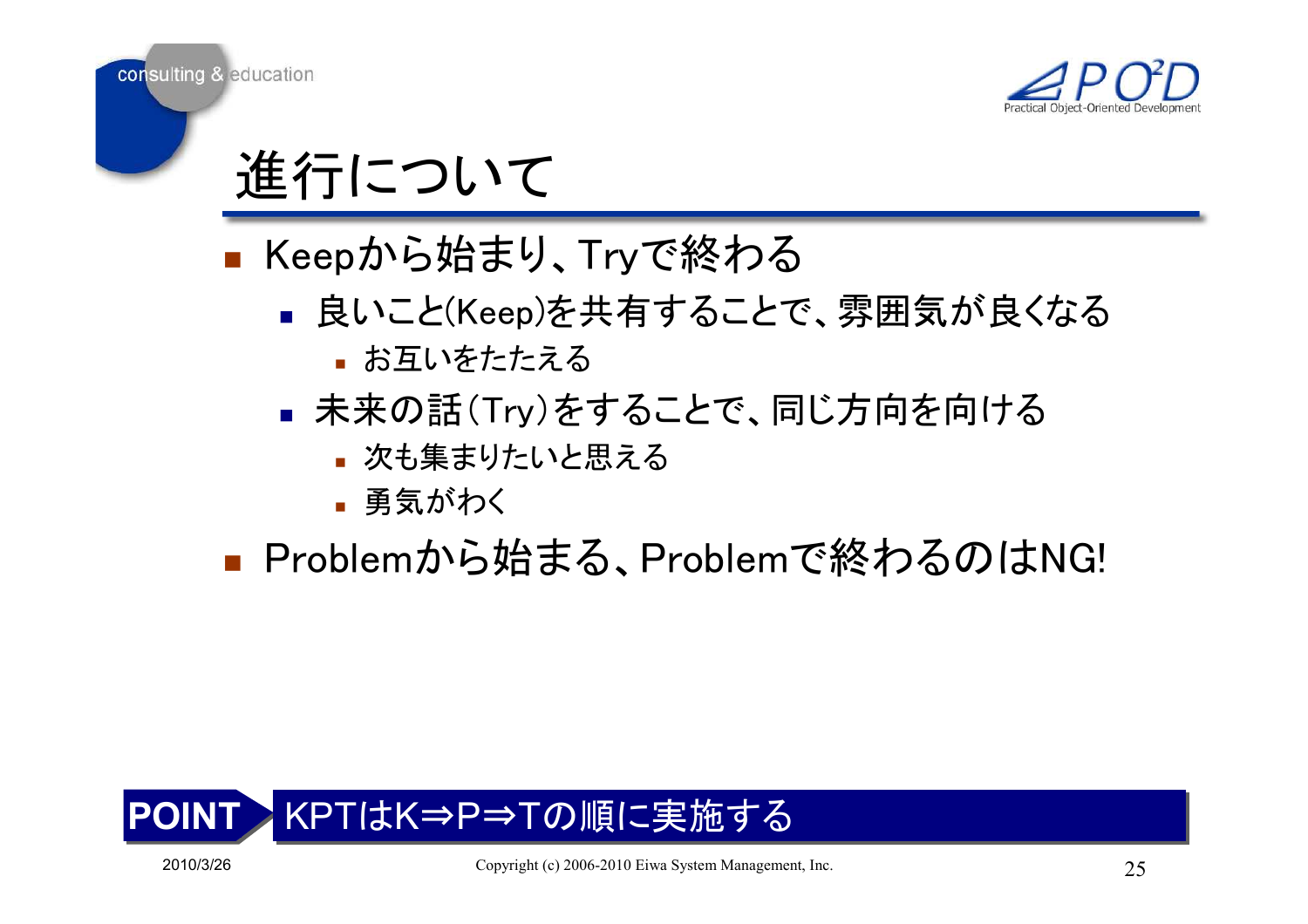# 進行について

- Keepから始まり、Tryで終わる
  - 良いこと(Keep)を共有することで、雰囲気が良くなる
    - お互いをたたえる
  - 未来の話（Try）をすることで、同じ方向を向ける
    - 次も集まりたいと思える
    - 勇気がわく
- Problemから始まる、Problemで終わるのはNG!

**POINT** KPTはK⇒P⇒Tの順に実施する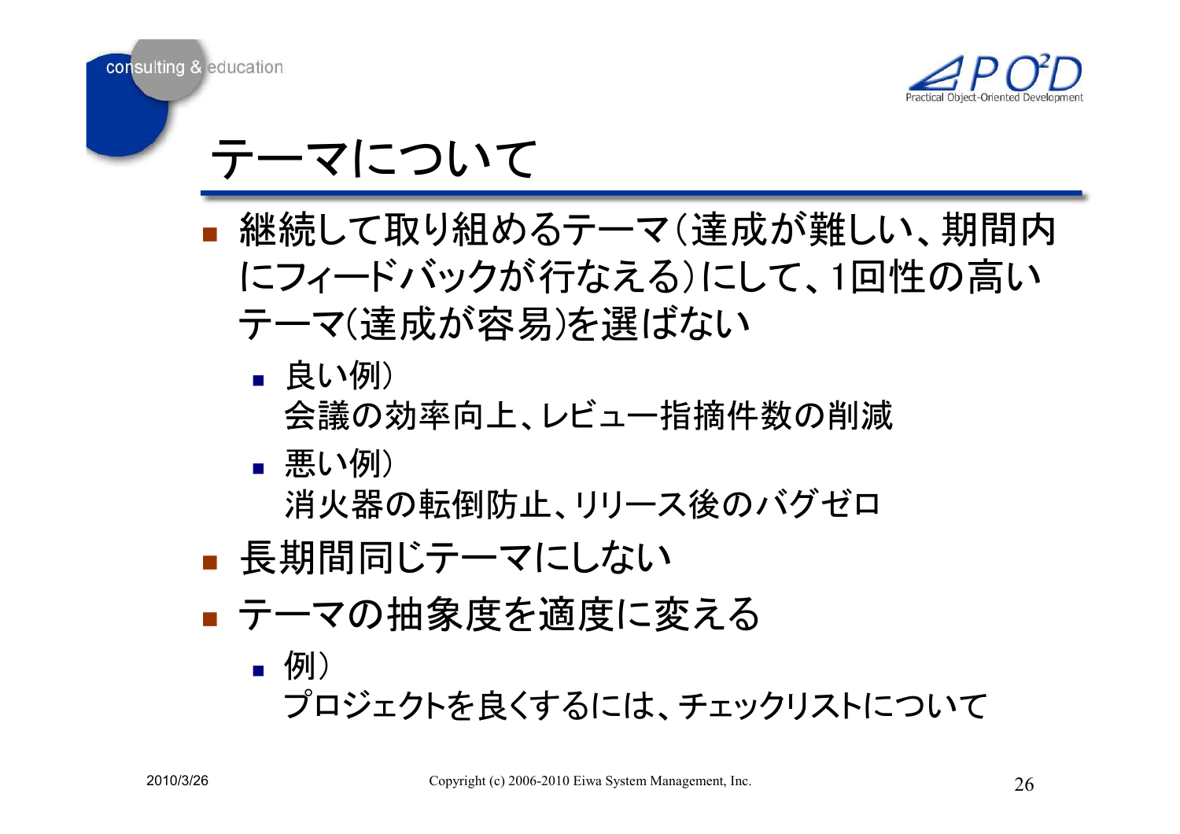# テーマについて

- 継続して取り組めるテーマ（達成が難しい、期間内にフィードバックが行なえる）にして、1回性の高いテーマ(達成が容易)を選ばない
  - 良い例）
    会議の効率向上、レビュー指摘件数の削減
  - 悪い例）
    消火器の転倒防止、リリース後のバグゼロ
- 長期間同じテーマにしない
- テーマの抽象度を適度に変える
  - 例）
    プロジェクトを良くするには、チェックリストについて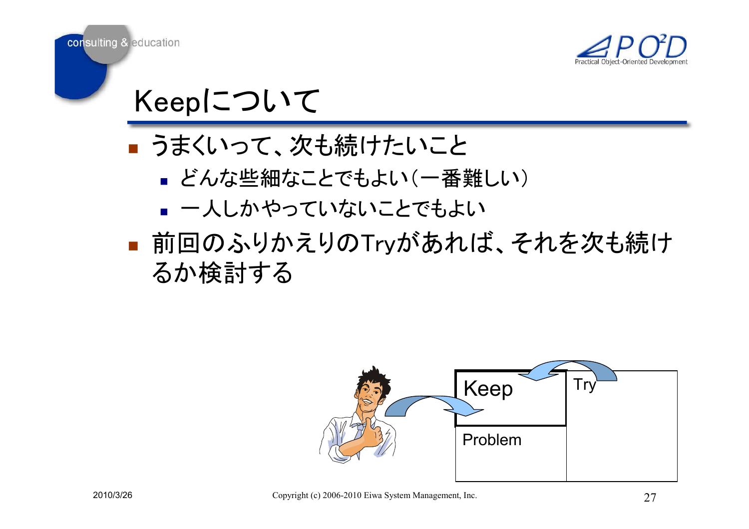# Keepについて

- うまくいって、次も続けたいこと
  - どんな些細なことでもよい（一番難しい）
  - 一人しかやっていないことでもよい
- 前回のふりかえりのTryがあれば、それを次も続けるか検討する

| Keep | Try |
| --- | --- |
| Problem | |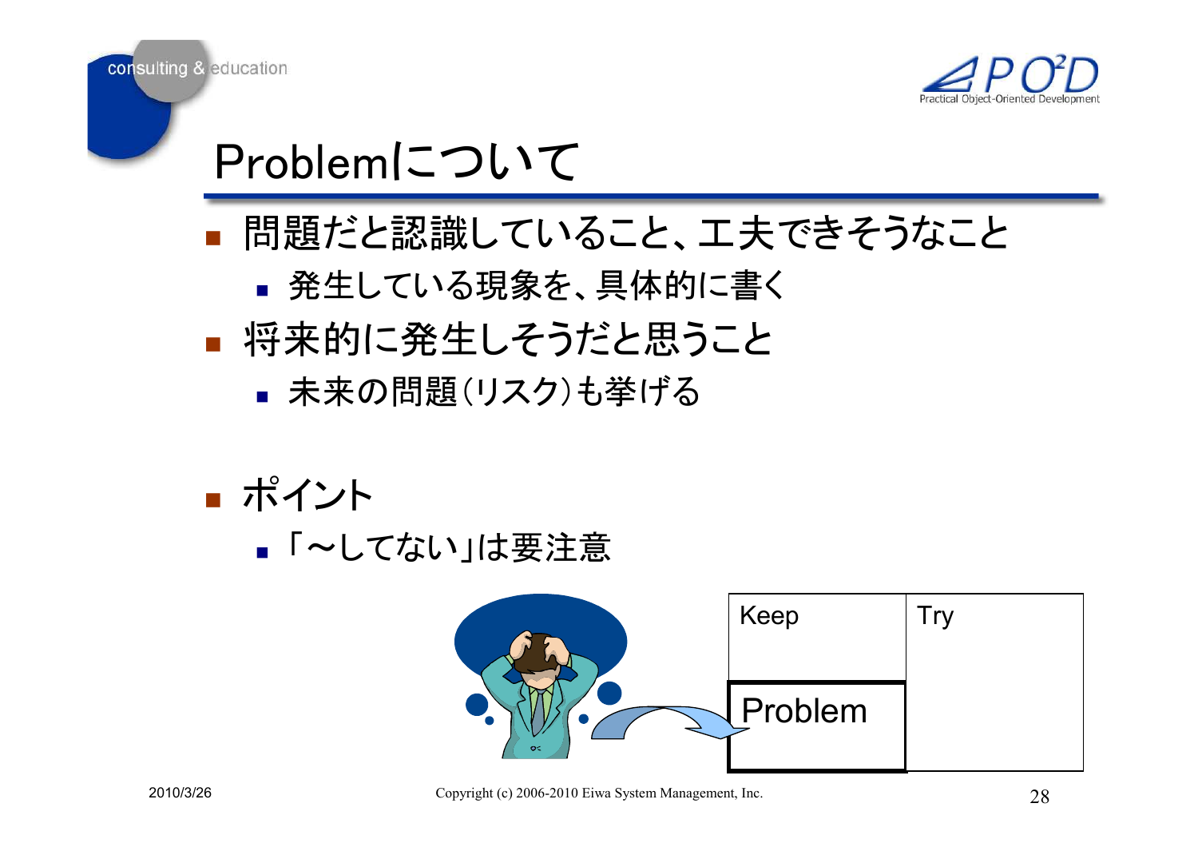# Problemについて

- 問題だと認識していること、工夫できそうなこと
  - 発生している現象を、具体的に書く
- 将来的に発生しそうだと思うこと
  - 未来の問題（リスク）も挙げる

- ポイント
  - 「～してない」は要注意

| Keep | Try |
| --- | --- |
| Problem | |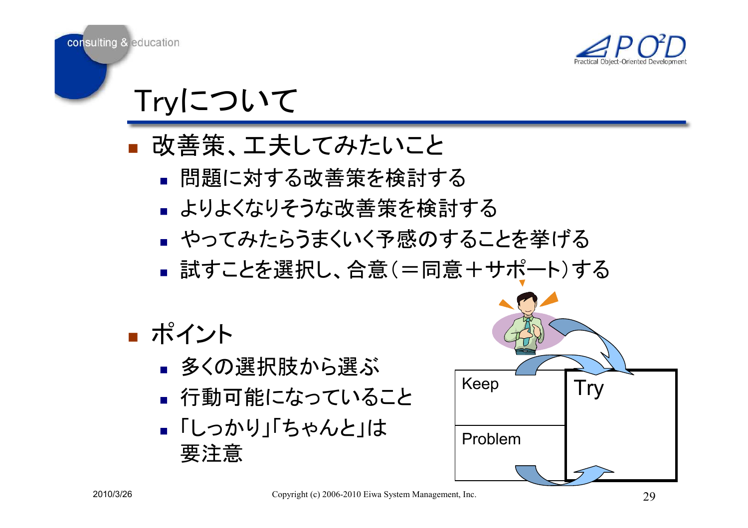# Tryについて

- 改善策、工夫してみたいこと
  - 問題に対する改善策を検討する
  - よりよくなりそうな改善策を検討する
  - やってみたらうまくいく予感のすることを挙げる
  - 試すことを選択し、合意（＝同意＋サポート）する
- ポイント
  - 多くの選択肢から選ぶ
  - 行動可能になっていること
  - 「しっかり」「ちゃんと」は要注意

Keep

Problem

Try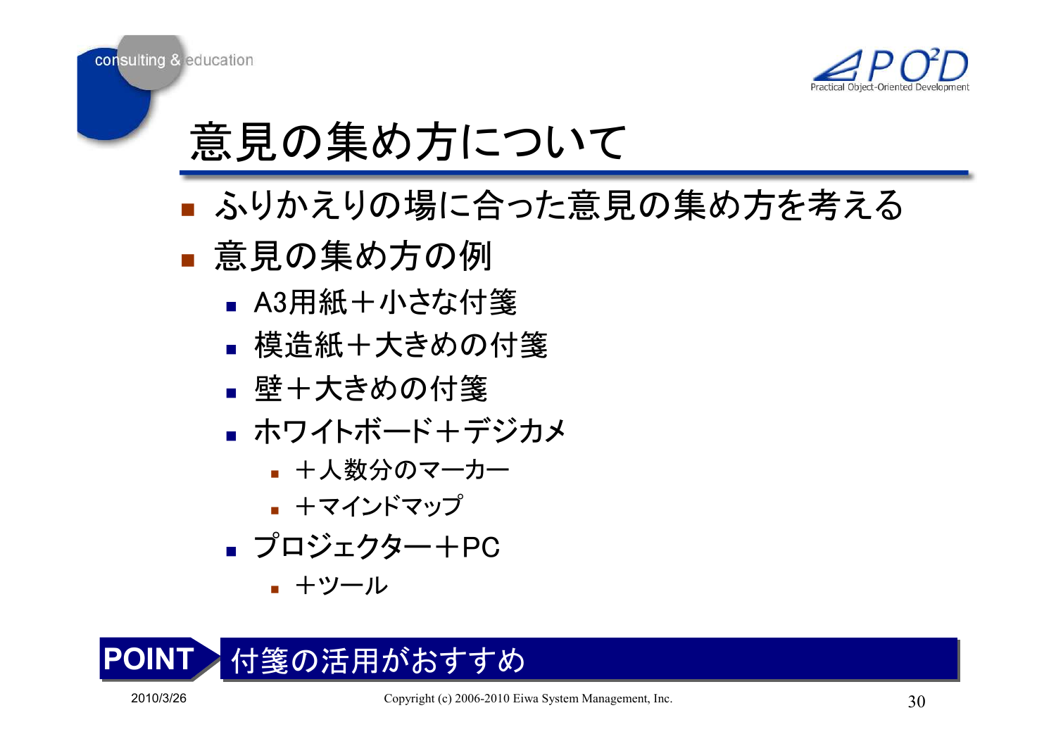# 意見の集め方について

- ふりかえりの場に合った意見の集め方を考える
- 意見の集め方の例
  - A3用紙＋小さな付箋
  - 模造紙＋大きめの付箋
  - 壁＋大きめの付箋
  - ホワイトボード＋デジカメ
    - ＋人数分のマーカー
    - ＋マインドマップ
  - プロジェクター＋PC
    - ＋ツール

**POINT** 付箋の活用がおすすめ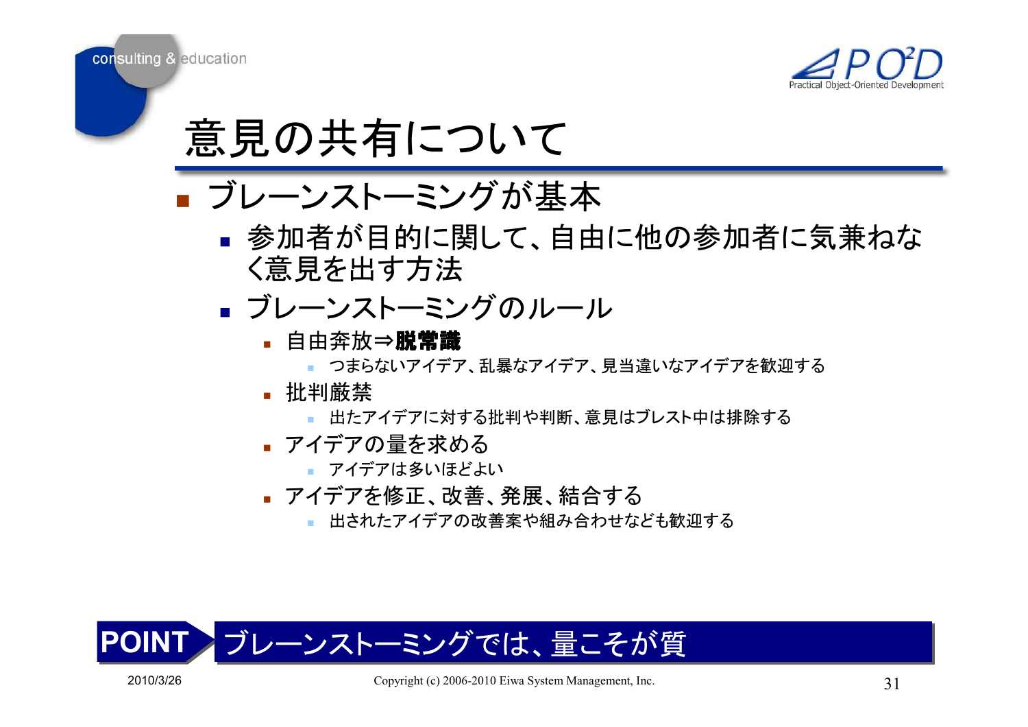# 意見の共有について

- ブレーンストーミングが基本
  - 参加者が目的に関して、自由に他の参加者に気兼ねなく意見を出す方法
  - ブレーンストーミングのルール
    - 自由奔放⇒**脱常識**
      - つまらないアイデア、乱暴なアイデア、見当違いなアイデアを歓迎する
    - 批判厳禁
      - 出たアイデアに対する批判や判断、意見はブレスト中は排除する
    - アイデアの量を求める
      - アイデアは多いほどよい
    - アイデアを修正、改善、発展、結合する
      - 出されたアイデアの改善案や組み合わせなども歓迎する

**POINT** ブレーンストーミングでは、量こそが質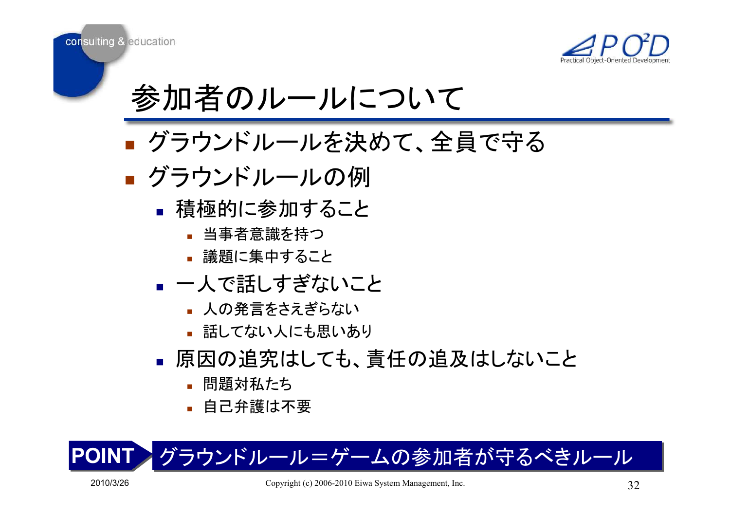# 参加者のルールについて

- グラウンドルールを決めて、全員で守る
- グラウンドルールの例
  - 積極的に参加すること
    - 当事者意識を持つ
    - 議題に集中すること
  - 一人で話しすぎないこと
    - 人の発言をさえぎらない
    - 話してない人にも思いあり
  - 原因の追究はしても、責任の追及はしないこと
    - 問題対私たち
    - 自己弁護は不要

**POINT** グラウンドルール＝ゲームの参加者が守るべきルール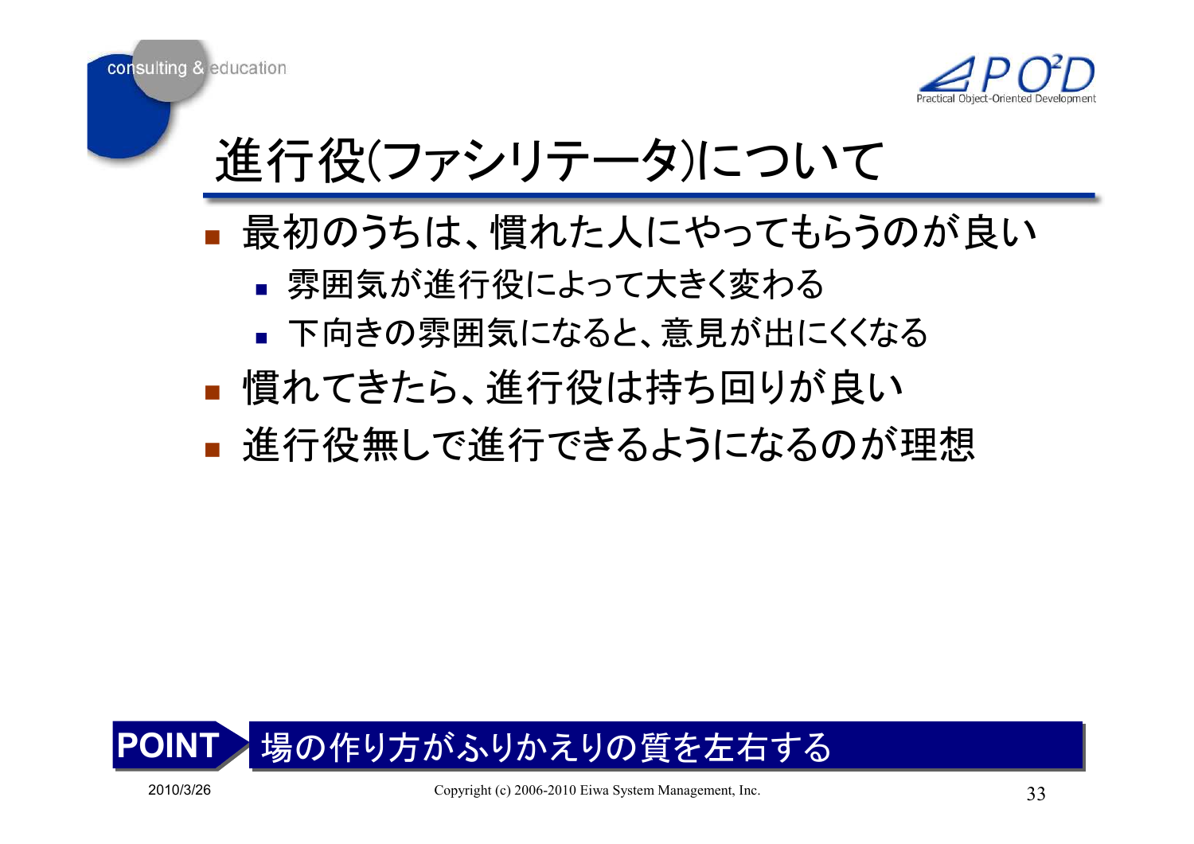# 進行役(ファシリテータ)について

- 最初のうちは、慣れた人にやってもらうのが良い
  - 雰囲気が進行役によって大きく変わる
  - 下向きの雰囲気になると、意見が出にくくなる
- 慣れてきたら、進行役は持ち回りが良い
- 進行役無しで進行できるようになるのが理想

**POINT** 場の作り方がふりかえりの質を左右する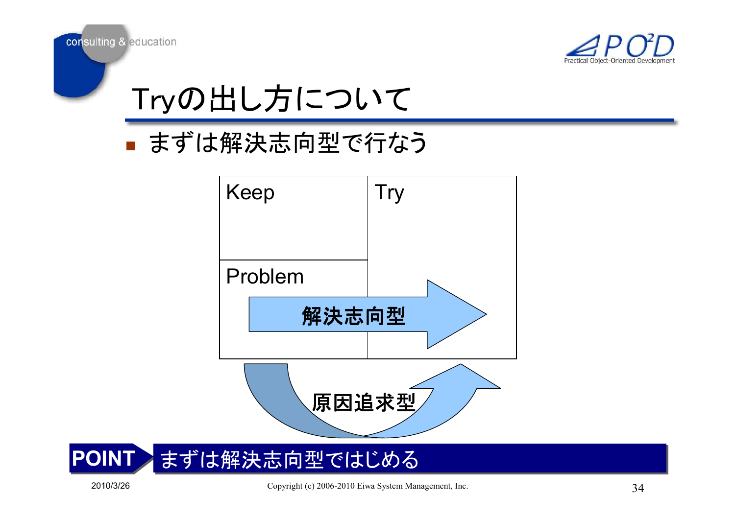# Tryの出し方について

- まずは解決志向型で行なう

| Keep | Try |
| --- | --- |
| Problem | |

解決志向型

原因追求型

**POINT** まずは解決志向型ではじめる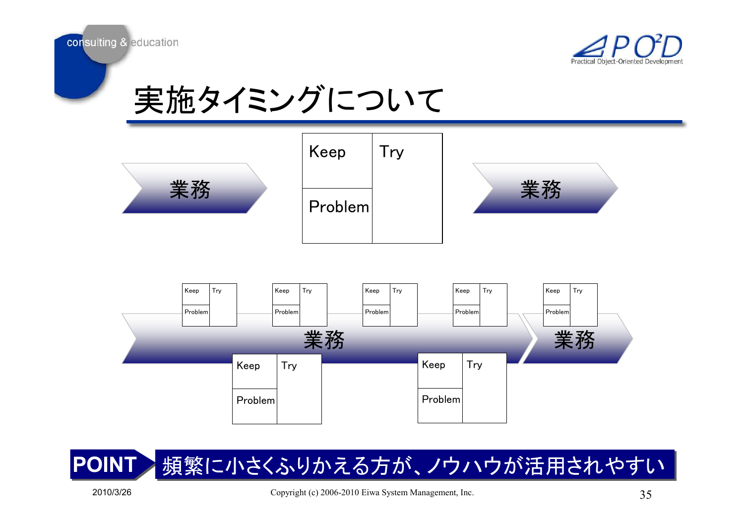# 実施タイミングについて

業務 → | Keep | Try |
|---|---|
| Problem | |

→ 業務

業務（途中で頻繁に KPT を実施）→ 業務

| Keep | Try |
|---|---|
| Problem | |

**POINT** 頻繁に小さくふりかえる方が、ノウハウが活用されやすい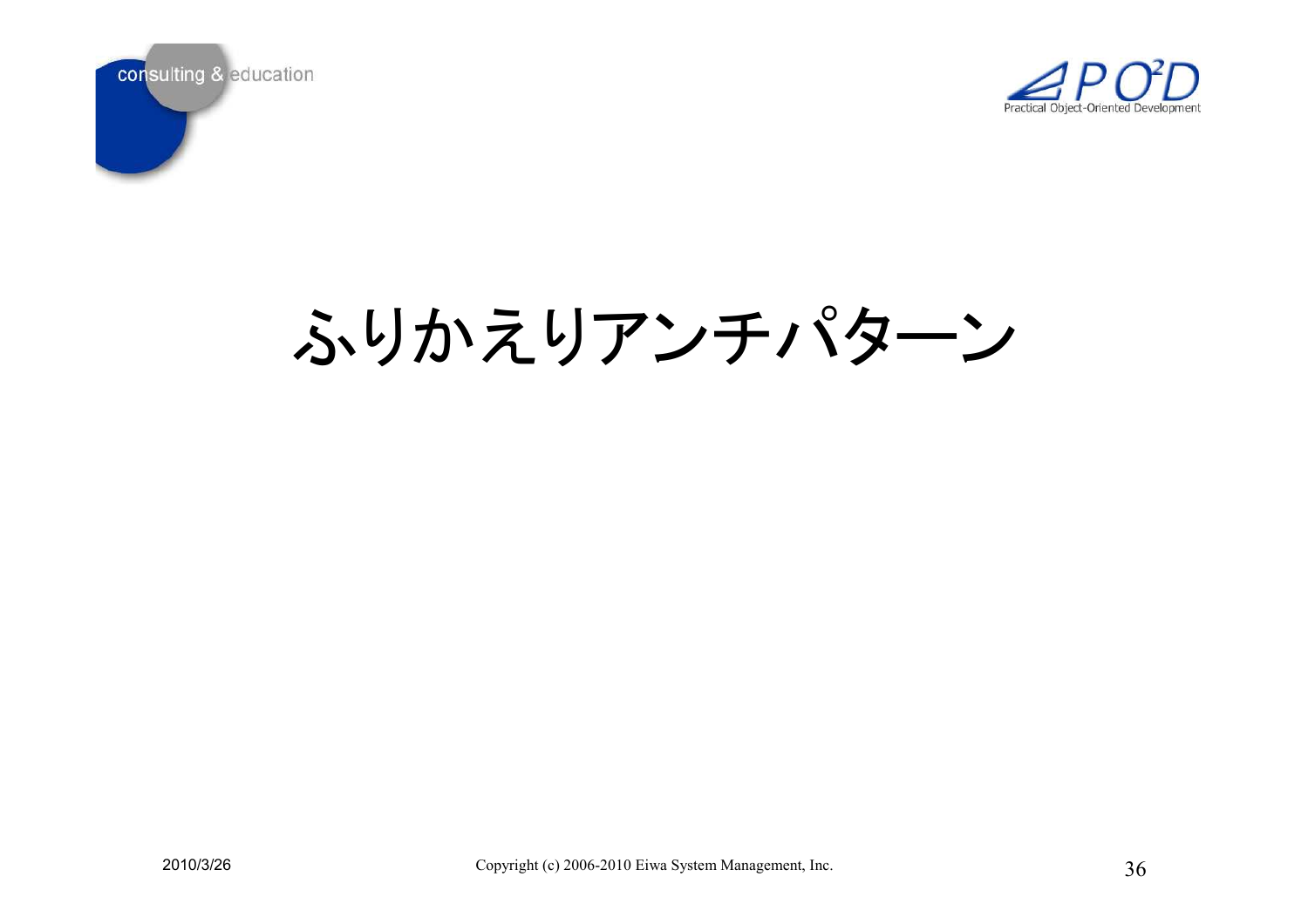# ふりかえりアンチパターン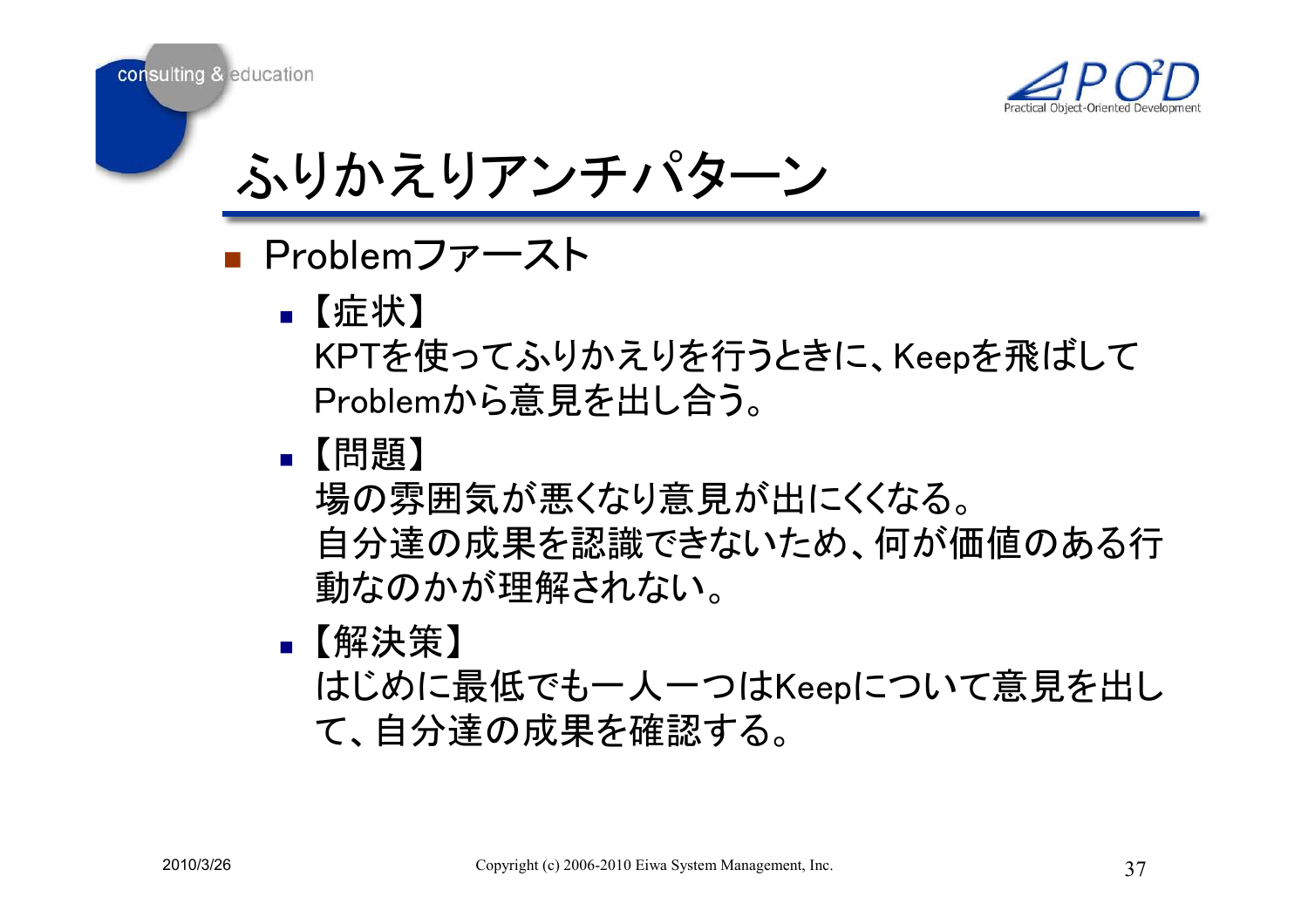# ふりかえりアンチパターン

- Problemファースト
  - 【症状】
    KPTを使ってふりかえりを行うときに、Keepを飛ばしてProblemから意見を出し合う。
  - 【問題】
    場の雰囲気が悪くなり意見が出にくくなる。
    自分達の成果を認識できないため、何が価値のある行動なのかが理解されない。
  - 【解決策】
    はじめに最低でも一人一つはKeepについて意見を出して、自分達の成果を確認する。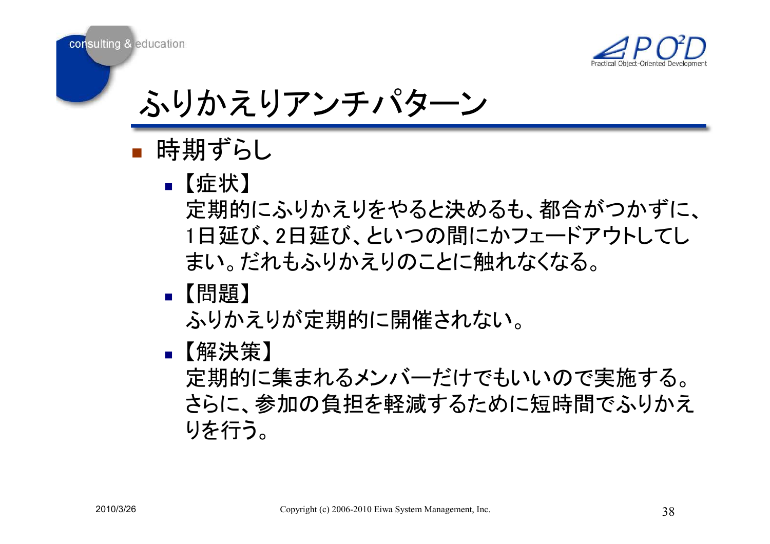# ふりかえりアンチパターン

- 時期ずらし
  - 【症状】
    定期的にふりかえりをやると決めるも、都合がつかずに、1日延び、2日延び、といつの間にかフェードアウトしてしまい。だれもふりかえりのことに触れなくなる。
  - 【問題】
    ふりかえりが定期的に開催されない。
  - 【解決策】
    定期的に集まれるメンバーだけでもいいので実施する。さらに、参加の負担を軽減するために短時間でふりかえりを行う。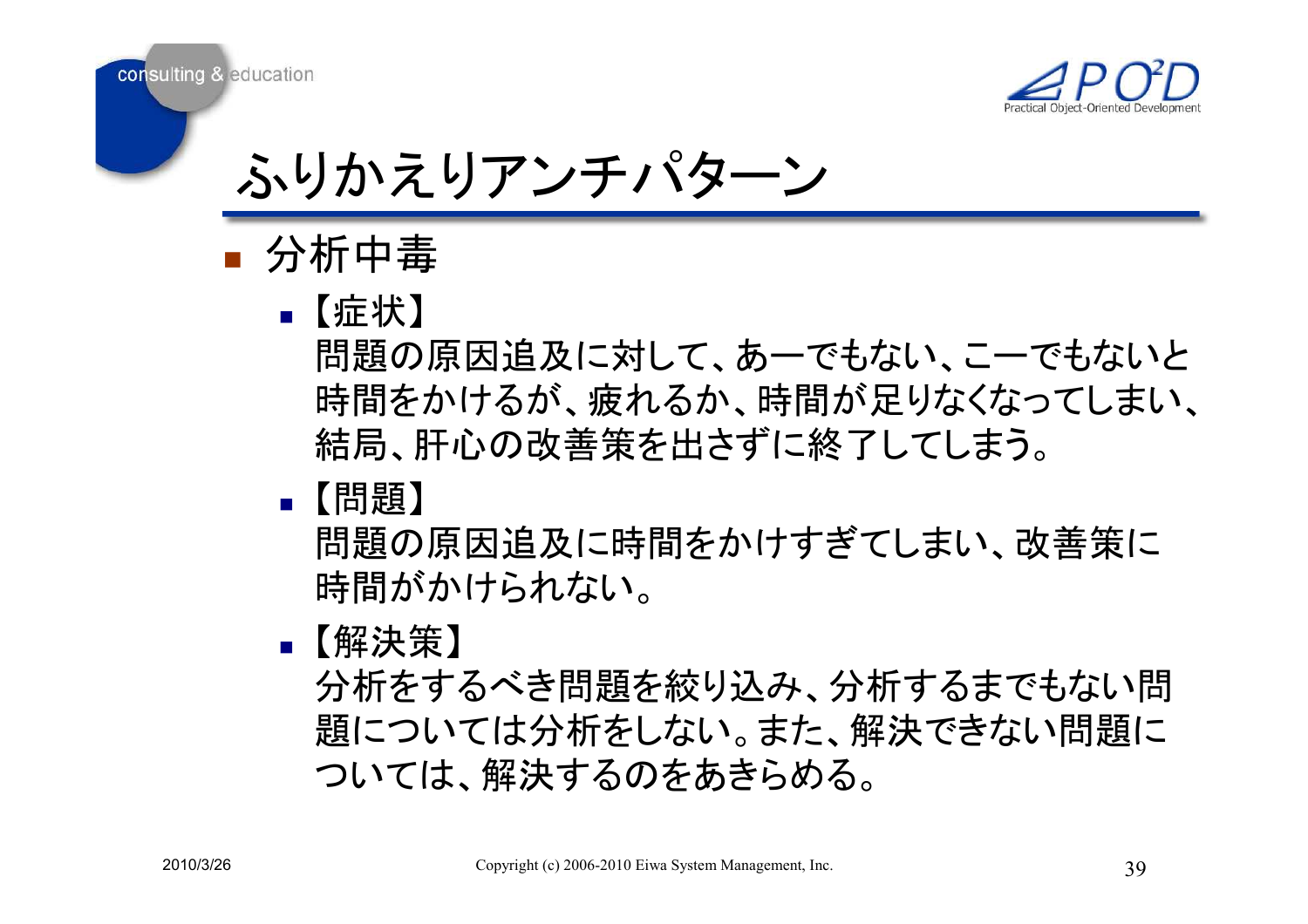# ふりかえりアンチパターン

- 分析中毒
  - 【症状】
    問題の原因追及に対して、あーでもない、こーでもないと時間をかけるが、疲れるか、時間が足りなくなってしまい、結局、肝心の改善策を出さずに終了してしまう。
  - 【問題】
    問題の原因追及に時間をかけすぎてしまい、改善策に時間がかけられない。
  - 【解決策】
    分析をするべき問題を絞り込み、分析するまでもない問題については分析をしない。また、解決できない問題については、解決するのをあきらめる。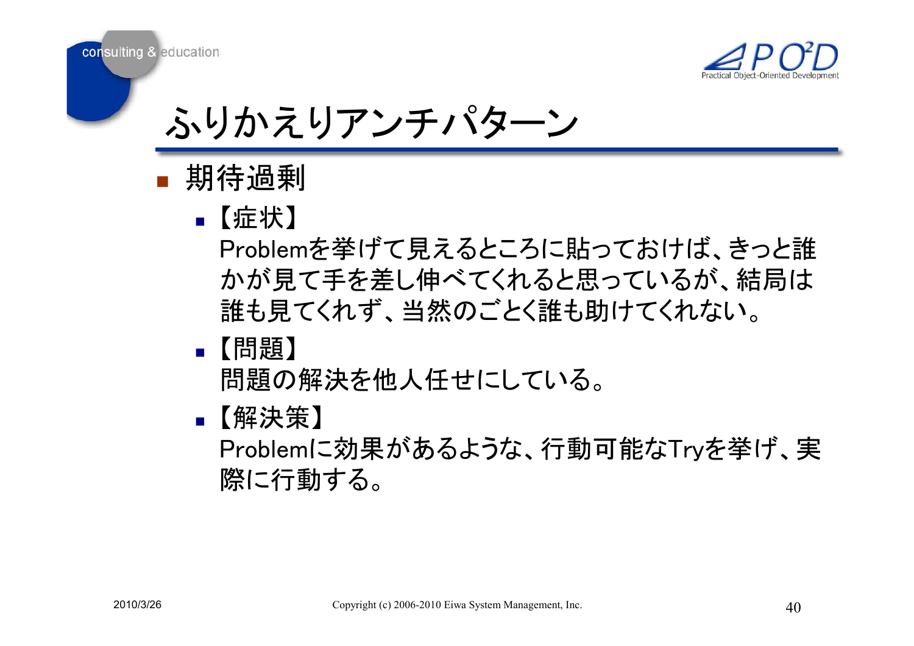# ふりかえりアンチパターン

- 期待過剰
  - 【症状】
    Problemを挙げて見えるところに貼っておけば、きっと誰かが見て手を差し伸べてくれると思っているが、結局は誰も見てくれず、当然のごとく誰も助けてくれない。
  - 【問題】
    問題の解決を他人任せにしている。
  - 【解決策】
    Problemに効果があるような、行動可能なTryを挙げ、実際に行動する。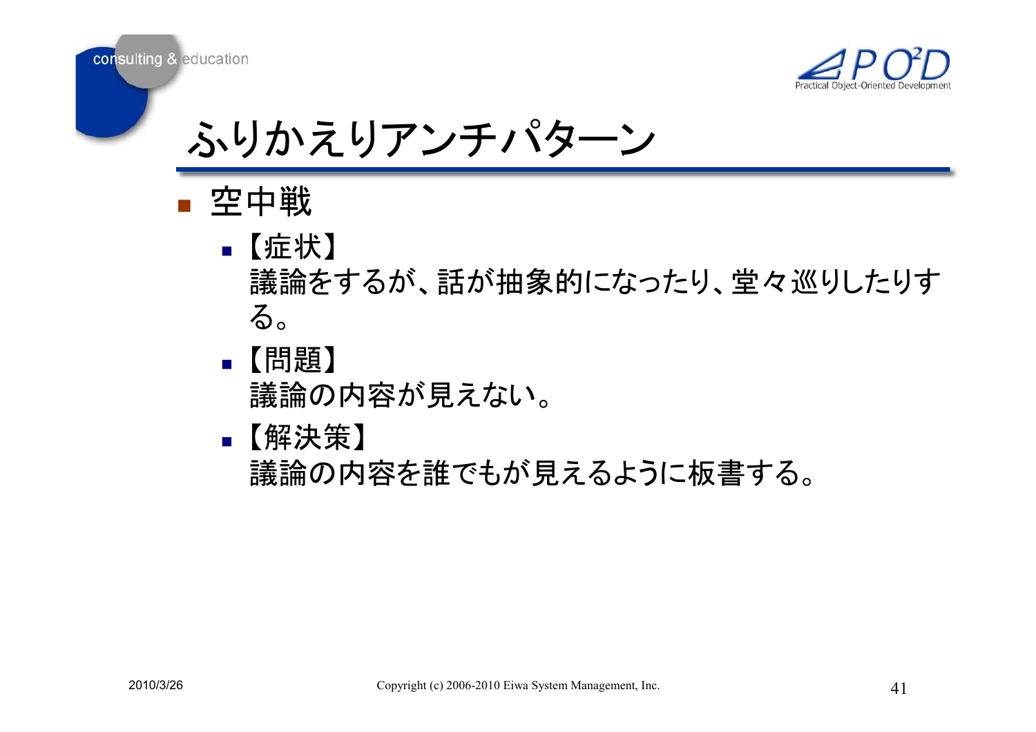# ふりかえりアンチパターン

- 空中戦
  - 【症状】
    議論をするが、話が抽象的になったり、堂々巡りしたりする。
  - 【問題】
    議論の内容が見えない。
  - 【解決策】
    議論の内容を誰でもが見えるように板書する。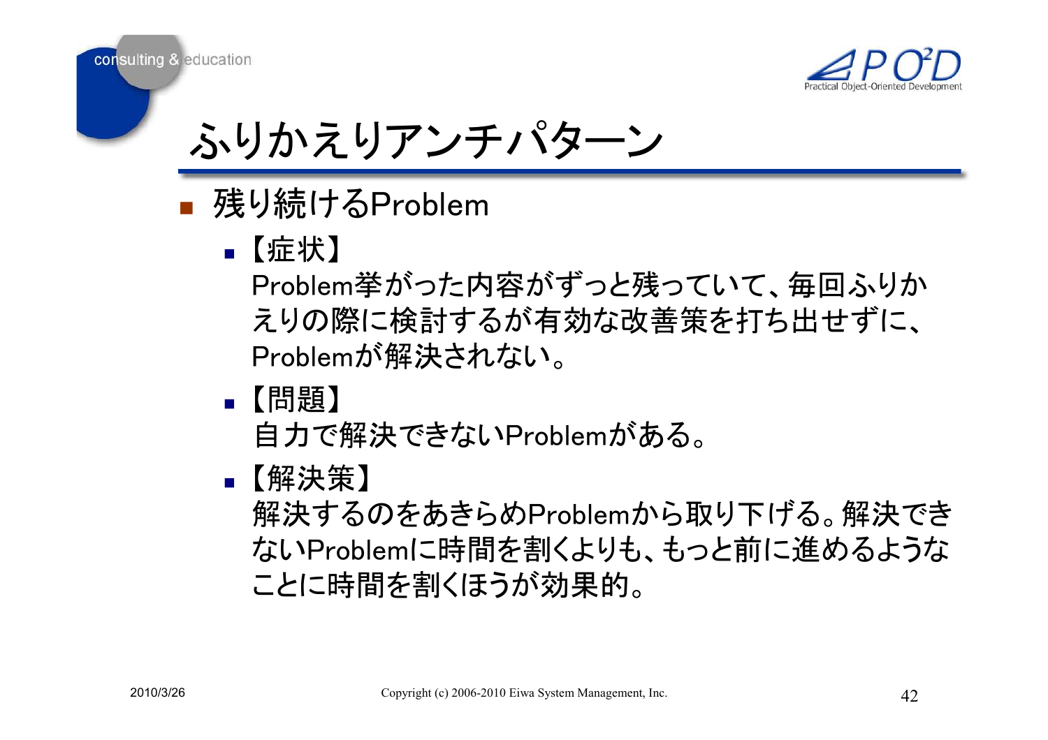# ふりかえりアンチパターン

- 残り続けるProblem
  - 【症状】
    Problem挙がった内容がずっと残っていて、毎回ふりかえりの際に検討するが有効な改善策を打ち出せずに、Problemが解決されない。
  - 【問題】
    自力で解決できないProblemがある。
  - 【解決策】
    解決するのをあきらめProblemから取り下げる。解決できないProblemに時間を割くよりも、もっと前に進めるようなことに時間を割くほうが効果的。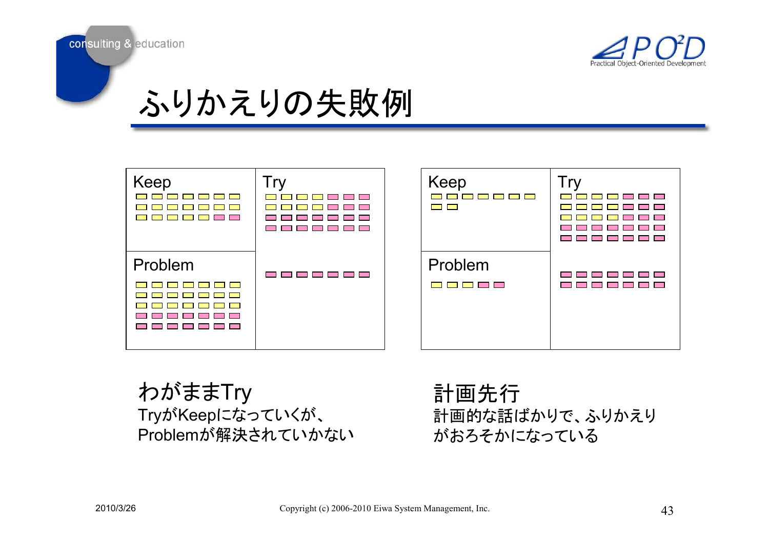# ふりかえりの失敗例

| Keep | Try |
|---|---|
| Problem | |

| Keep | Try |
|---|---|
| Problem | |

**わがままTry**

TryがKeepになっていくが、
Problemが解決されていかない

**計画先行**

計画的な話ばかりで、ふりかえり
がおろそかになっている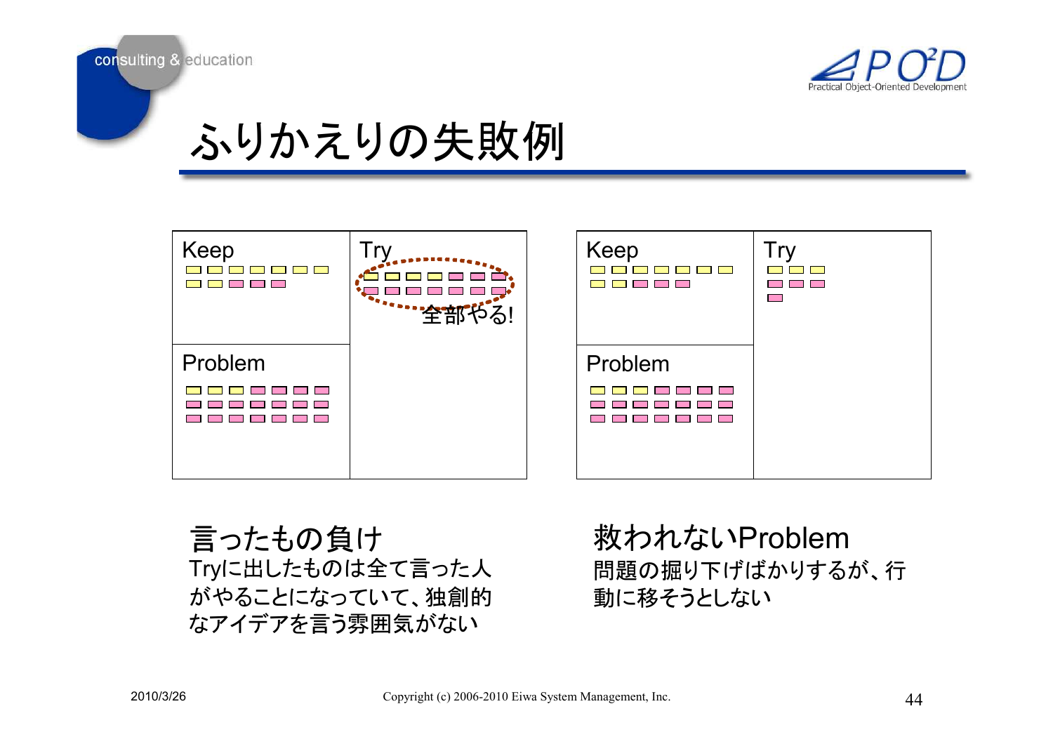# ふりかえりの失敗例

| Keep | Try |
|---|---|
| Problem | 全部やる! |

| Keep | Try |
|---|---|
| Problem | |

### 言ったもの負け

Tryに出したものは全て言った人がやることになっていて、独創的なアイデアを言う雰囲気がない

### 救われないProblem

問題の掘り下げばかりするが、行動に移そうとしない

2010/3/26

Copyright (c) 2006-2010 Eiwa System Management, Inc.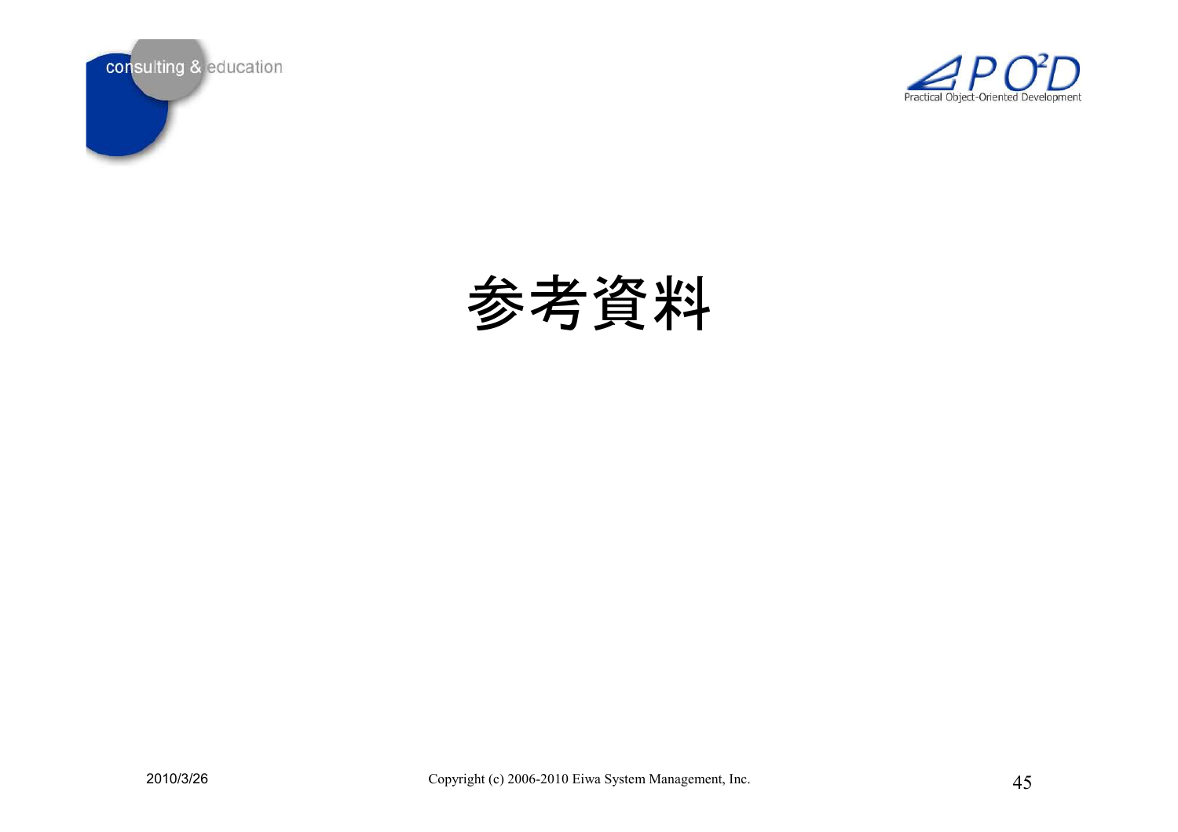# 参考資料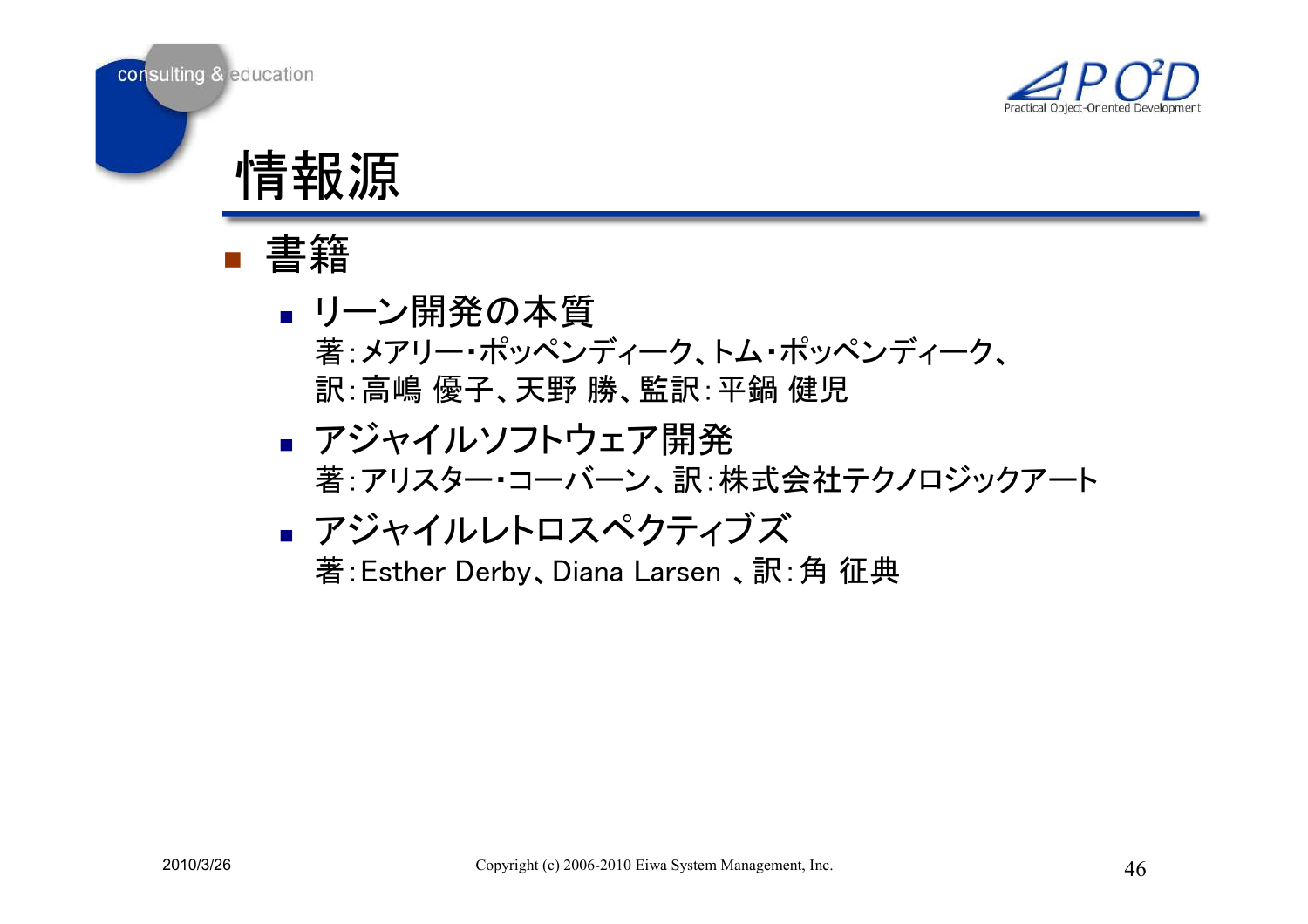# 情報源

- 書籍
  - リーン開発の本質
    著:メアリー・ポッペンディーク、トム・ポッペンディーク、
    訳:高嶋 優子、天野 勝、監訳:平鍋 健児
  - アジャイルソフトウェア開発
    著:アリスター・コーバーン、訳:株式会社テクノロジックアート
  - アジャイルレトロスペクティブズ
    著:Esther Derby、Diana Larsen 、訳:角 征典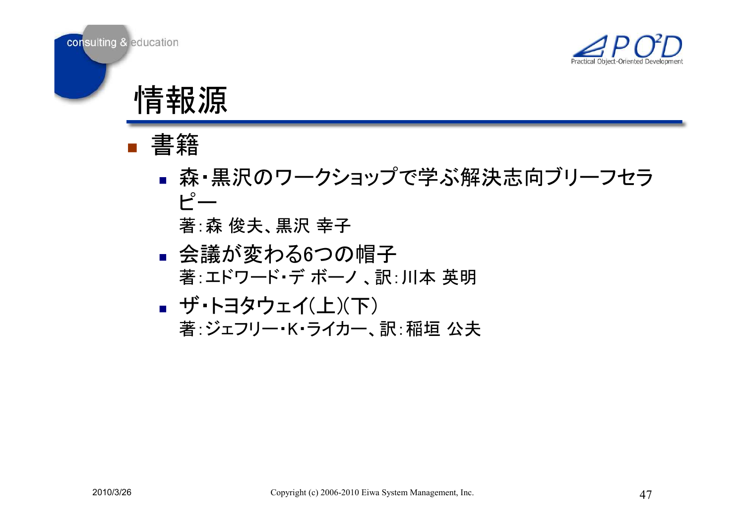# 情報源

- 書籍
  - 森・黒沢のワークショップで学ぶ解決志向ブリーフセラピー
    著:森 俊夫、黒沢 幸子
  - 会議が変わる6つの帽子
    著:エドワード・デ ボーノ 、訳:川本 英明
  - ザ・トヨタウェイ(上)(下)
    著:ジェフリー・K・ライカー、訳:稲垣 公夫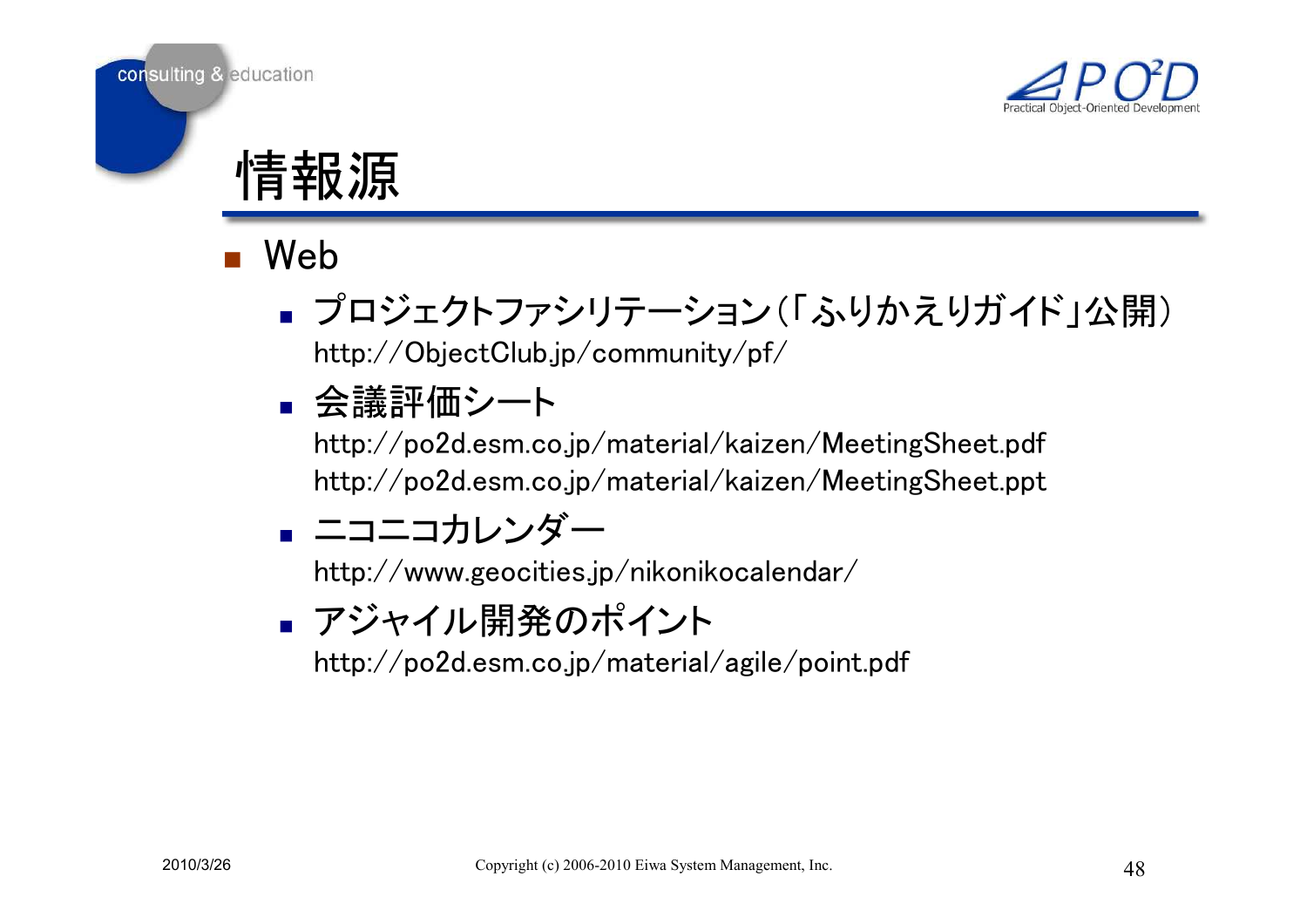# 情報源

- Web
  - プロジェクトファシリテーション(「ふりかえりガイド」公開)
    http://ObjectClub.jp/community/pf/
  - 会議評価シート
    http://po2d.esm.co.jp/material/kaizen/MeetingSheet.pdf
    http://po2d.esm.co.jp/material/kaizen/MeetingSheet.ppt
  - ニコニコカレンダー
    http://www.geocities.jp/nikonikocalendar/
  - アジャイル開発のポイント
    http://po2d.esm.co.jp/material/agile/point.pdf